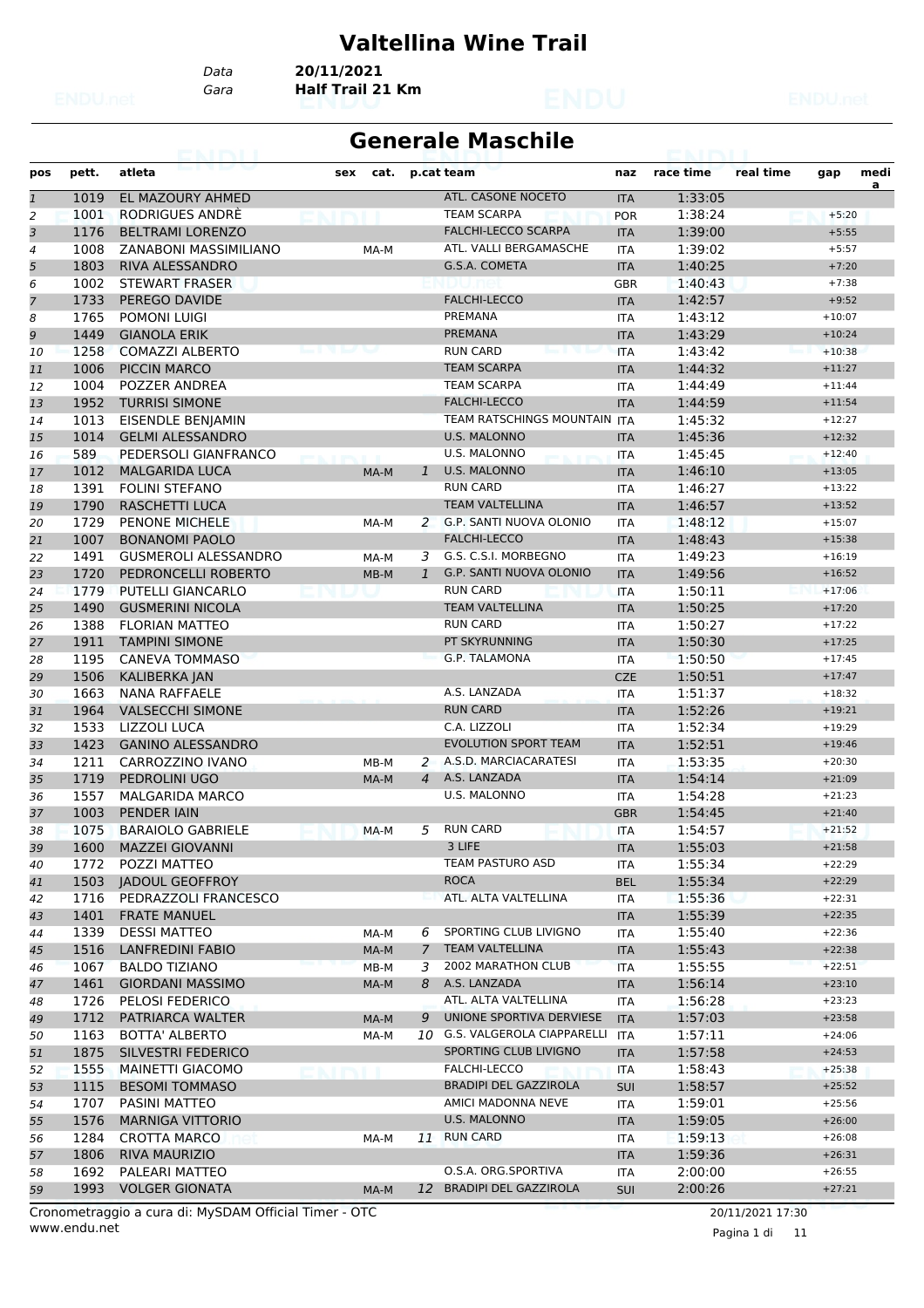# Valtellina Wine Trail

Data **20/11/2021**

Gara **Half Trail 21 Km**

## Generale Maschile

| pos | pett. | atleta | sex | cat. | p.cat | team | naz | race time | real time | gap | media |
|---|---|---|---|---|---|---|---|---|---|---|---|
| 1 | 1019 | EL MAZOURY AHMED | | | | ATL. CASONE NOCETO | ITA | 1:33:05 | | | |
| 2 | 1001 | RODRIGUES ANDRÈ | | | | TEAM SCARPA | POR | 1:38:24 | | +5:20 | |
| 3 | 1176 | BELTRAMI LORENZO | | | | FALCHI-LECCO SCARPA | ITA | 1:39:00 | | +5:55 | |
| 4 | 1008 | ZANABONI MASSIMILIANO | | MA-M | | ATL. VALLI BERGAMASCHE | ITA | 1:39:02 | | +5:57 | |
| 5 | 1803 | RIVA ALESSANDRO | | | | G.S.A. COMETA | ITA | 1:40:25 | | +7:20 | |
| 6 | 1002 | STEWART FRASER | | | | | GBR | 1:40:43 | | +7:38 | |
| 7 | 1733 | PEREGO DAVIDE | | | | FALCHI-LECCO | ITA | 1:42:57 | | +9:52 | |
| 8 | 1765 | POMONI LUIGI | | | | PREMANA | ITA | 1:43:12 | | +10:07 | |
| 9 | 1449 | GIANOLA ERIK | | | | PREMANA | ITA | 1:43:29 | | +10:24 | |
| 10 | 1258 | COMAZZI ALBERTO | | | | RUN CARD | ITA | 1:43:42 | | +10:38 | |
| 11 | 1006 | PICCIN MARCO | | | | TEAM SCARPA | ITA | 1:44:32 | | +11:27 | |
| 12 | 1004 | POZZER ANDREA | | | | TEAM SCARPA | ITA | 1:44:49 | | +11:44 | |
| 13 | 1952 | TURRISI SIMONE | | | | FALCHI-LECCO | ITA | 1:44:59 | | +11:54 | |
| 14 | 1013 | EISENDLE BENJAMIN | | | | TEAM RATSCHINGS MOUNTAIN | ITA | 1:45:32 | | +12:27 | |
| 15 | 1014 | GELMI ALESSANDRO | | | | U.S. MALONNO | ITA | 1:45:36 | | +12:32 | |
| 16 | 589 | PEDERSOLI GIANFRANCO | | | | U.S. MALONNO | ITA | 1:45:45 | | +12:40 | |
| 17 | 1012 | MALGARIDA LUCA | | MA-M | 1 | U.S. MALONNO | ITA | 1:46:10 | | +13:05 | |
| 18 | 1391 | FOLINI STEFANO | | | | RUN CARD | ITA | 1:46:27 | | +13:22 | |
| 19 | 1790 | RASCHETTI LUCA | | | | TEAM VALTELLINA | ITA | 1:46:57 | | +13:52 | |
| 20 | 1729 | PENONE MICHELE | | MA-M | 2 | G.P. SANTI NUOVA OLONIO | ITA | 1:48:12 | | +15:07 | |
| 21 | 1007 | BONANOMI PAOLO | | | | FALCHI-LECCO | ITA | 1:48:43 | | +15:38 | |
| 22 | 1491 | GUSMEROLI ALESSANDRO | | MA-M | 3 | G.S. C.S.I. MORBEGNO | ITA | 1:49:23 | | +16:19 | |
| 23 | 1720 | PEDRONCELLI ROBERTO | | MB-M | 1 | G.P. SANTI NUOVA OLONIO | ITA | 1:49:56 | | +16:52 | |
| 24 | 1779 | PUTELLI GIANCARLO | | | | RUN CARD | ITA | 1:50:11 | | +17:06 | |
| 25 | 1490 | GUSMERINI NICOLA | | | | TEAM VALTELLINA | ITA | 1:50:25 | | +17:20 | |
| 26 | 1388 | FLORIAN MATTEO | | | | RUN CARD | ITA | 1:50:27 | | +17:22 | |
| 27 | 1911 | TAMPINI SIMONE | | | | PT SKYRUNNING | ITA | 1:50:30 | | +17:25 | |
| 28 | 1195 | CANEVA TOMMASO | | | | G.P. TALAMONA | ITA | 1:50:50 | | +17:45 | |
| 29 | 1506 | KALIBERKA JAN | | | | | CZE | 1:50:51 | | +17:47 | |
| 30 | 1663 | NANA RAFFAELE | | | | A.S. LANZADA | ITA | 1:51:37 | | +18:32 | |
| 31 | 1964 | VALSECCHI SIMONE | | | | RUN CARD | ITA | 1:52:26 | | +19:21 | |
| 32 | 1533 | LIZZOLI LUCA | | | | C.A. LIZZOLI | ITA | 1:52:34 | | +19:29 | |
| 33 | 1423 | GANINO ALESSANDRO | | | | EVOLUTION SPORT TEAM | ITA | 1:52:51 | | +19:46 | |
| 34 | 1211 | CARROZZINO IVANO | | MB-M | 2 | A.S.D. MARCIACARATESI | ITA | 1:53:35 | | +20:30 | |
| 35 | 1719 | PEDROLINI UGO | | MA-M | 4 | A.S. LANZADA | ITA | 1:54:14 | | +21:09 | |
| 36 | 1557 | MALGARIDA MARCO | | | | U.S. MALONNO | ITA | 1:54:28 | | +21:23 | |
| 37 | 1003 | PENDER IAIN | | | | | GBR | 1:54:45 | | +21:40 | |
| 38 | 1075 | BARAIOLO GABRIELE | | MA-M | 5 | RUN CARD | ITA | 1:54:57 | | +21:52 | |
| 39 | 1600 | MAZZEI GIOVANNI | | | | 3 LIFE | ITA | 1:55:03 | | +21:58 | |
| 40 | 1772 | POZZI MATTEO | | | | TEAM PASTURO ASD | ITA | 1:55:34 | | +22:29 | |
| 41 | 1503 | JADOUL GEOFFROY | | | | ROCA | BEL | 1:55:34 | | +22:29 | |
| 42 | 1716 | PEDRAZZOLI FRANCESCO | | | | ATL. ALTA VALTELLINA | ITA | 1:55:36 | | +22:31 | |
| 43 | 1401 | FRATE MANUEL | | | | | ITA | 1:55:39 | | +22:35 | |
| 44 | 1339 | DESSI MATTEO | | MA-M | 6 | SPORTING CLUB LIVIGNO | ITA | 1:55:40 | | +22:36 | |
| 45 | 1516 | LANFREDINI FABIO | | MA-M | 7 | TEAM VALTELLINA | ITA | 1:55:43 | | +22:38 | |
| 46 | 1067 | BALDO TIZIANO | | MB-M | 3 | 2002 MARATHON CLUB | ITA | 1:55:55 | | +22:51 | |
| 47 | 1461 | GIORDANI MASSIMO | | MA-M | 8 | A.S. LANZADA | ITA | 1:56:14 | | +23:10 | |
| 48 | 1726 | PELOSI FEDERICO | | | | ATL. ALTA VALTELLINA | ITA | 1:56:28 | | +23:23 | |
| 49 | 1712 | PATRIARCA WALTER | | MA-M | 9 | UNIONE SPORTIVA DERVIESE | ITA | 1:57:03 | | +23:58 | |
| 50 | 1163 | BOTTA' ALBERTO | | MA-M | 10 | G.S. VALGEROLA CIAPPARELLI | ITA | 1:57:11 | | +24:06 | |
| 51 | 1875 | SILVESTRI FEDERICO | | | | SPORTING CLUB LIVIGNO | ITA | 1:57:58 | | +24:53 | |
| 52 | 1555 | MAINETTI GIACOMO | | | | FALCHI-LECCO | ITA | 1:58:43 | | +25:38 | |
| 53 | 1115 | BESOMI TOMMASO | | | | BRADIPI DEL GAZZIROLA | SUI | 1:58:57 | | +25:52 | |
| 54 | 1707 | PASINI MATTEO | | | | AMICI MADONNA NEVE | ITA | 1:59:01 | | +25:56 | |
| 55 | 1576 | MARNIGA VITTORIO | | | | U.S. MALONNO | ITA | 1:59:05 | | +26:00 | |
| 56 | 1284 | CROTTA MARCO | | MA-M | 11 | RUN CARD | ITA | 1:59:13 | | +26:08 | |
| 57 | 1806 | RIVA MAURIZIO | | | | | ITA | 1:59:36 | | +26:31 | |
| 58 | 1692 | PALEARI MATTEO | | | | O.S.A. ORG.SPORTIVA | ITA | 2:00:00 | | +26:55 | |
| 59 | 1993 | VOLGER GIONATA | | MA-M | 12 | BRADIPI DEL GAZZIROLA | SUI | 2:00:26 | | +27:21 | |

Cronometraggio a cura di: MySDAM Official Timer - OTC

www.endu.net

20/11/2021 17:30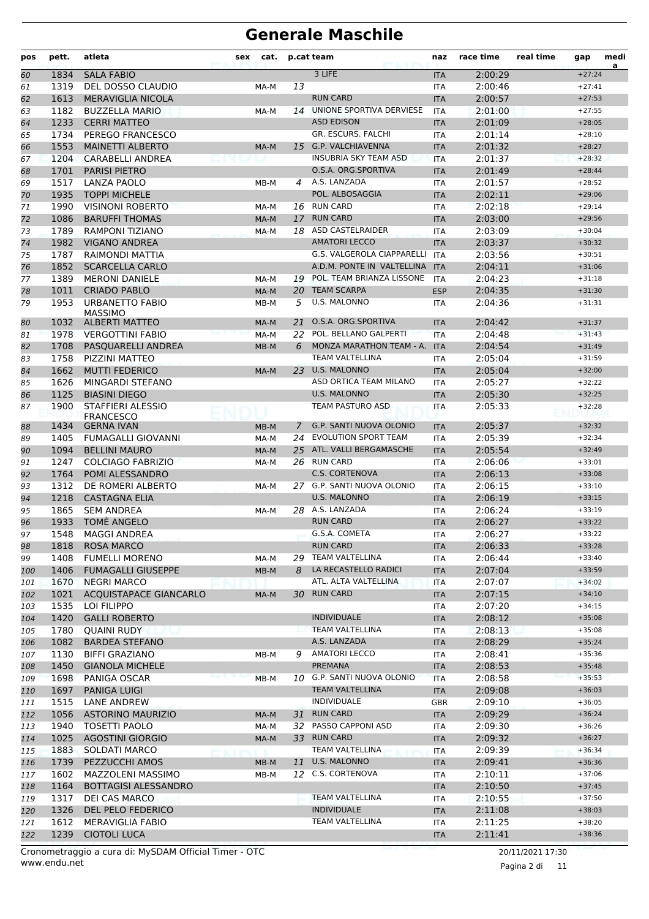# Generale Maschile

| pos | pett. | atleta | sex | cat. | p.cat | team | naz | race time | real time | gap | media |
|---|---|---|---|---|---|---|---|---|---|---|---|
| 60 | 1834 | SALA FABIO | | | | 3 LIFE | ITA | 2:00:29 | | +27:24 | |
| 61 | 1319 | DEL DOSSO CLAUDIO | | MA-M | 13 | | ITA | 2:00:46 | | +27:41 | |
| 62 | 1613 | MERAVIGLIA NICOLA | | | | RUN CARD | ITA | 2:00:57 | | +27:53 | |
| 63 | 1182 | BUZZELLA MARIO | | MA-M | 14 | UNIONE SPORTIVA DERVIESE | ITA | 2:01:00 | | +27:55 | |
| 64 | 1233 | CERRI MATTEO | | | | ASD EDISON | ITA | 2:01:09 | | +28:05 | |
| 65 | 1734 | PEREGO FRANCESCO | | | | GR. ESCURS. FALCHI | ITA | 2:01:14 | | +28:10 | |
| 66 | 1553 | MAINETTI ALBERTO | | MA-M | 15 | G.P. VALCHIAVENNA | ITA | 2:01:32 | | +28:27 | |
| 67 | 1204 | CARABELLI ANDREA | | | | INSUBRIA SKY TEAM ASD | ITA | 2:01:37 | | +28:32 | |
| 68 | 1701 | PARISI PIETRO | | | | O.S.A. ORG.SPORTIVA | ITA | 2:01:49 | | +28:44 | |
| 69 | 1517 | LANZA PAOLO | | MB-M | 4 | A.S. LANZADA | ITA | 2:01:57 | | +28:52 | |
| 70 | 1935 | TOPPI MICHELE | | | | POL. ALBOSAGGIA | ITA | 2:02:11 | | +29:06 | |
| 71 | 1990 | VISINONI ROBERTO | | MA-M | 16 | RUN CARD | ITA | 2:02:18 | | +29:14 | |
| 72 | 1086 | BARUFFI THOMAS | | MA-M | 17 | RUN CARD | ITA | 2:03:00 | | +29:56 | |
| 73 | 1789 | RAMPONI TIZIANO | | MA-M | 18 | ASD CASTELRAIDER | ITA | 2:03:09 | | +30:04 | |
| 74 | 1982 | VIGANO ANDREA | | | | AMATORI LECCO | ITA | 2:03:37 | | +30:32 | |
| 75 | 1787 | RAIMONDI MATTIA | | | | G.S. VALGEROLA CIAPPARELLI | ITA | 2:03:56 | | +30:51 | |
| 76 | 1852 | SCARCELLA CARLO | | | | A.D.M. PONTE IN VALTELLINA | ITA | 2:04:11 | | +31:06 | |
| 77 | 1389 | MERONI DANIELE | | MA-M | 19 | POL. TEAM BRIANZA LISSONE | ITA | 2:04:23 | | +31:18 | |
| 78 | 1011 | CRIADO PABLO | | MA-M | 20 | TEAM SCARPA | ESP | 2:04:35 | | +31:30 | |
| 79 | 1953 | URBANETTO FABIO MASSIMO | | MB-M | 5 | U.S. MALONNO | ITA | 2:04:36 | | +31:31 | |
| 80 | 1032 | ALBERTI MATTEO | | MA-M | 21 | O.S.A. ORG.SPORTIVA | ITA | 2:04:42 | | +31:37 | |
| 81 | 1978 | VERGOTTINI FABIO | | MA-M | 22 | POL. BELLANO GALPERTI | ITA | 2:04:48 | | +31:43 | |
| 82 | 1708 | PASQUARELLI ANDREA | | MB-M | 6 | MONZA MARATHON TEAM - A. | ITA | 2:04:54 | | +31:49 | |
| 83 | 1758 | PIZZINI MATTEO | | | | TEAM VALTELLINA | ITA | 2:05:04 | | +31:59 | |
| 84 | 1662 | MUTTI FEDERICO | | MA-M | 23 | U.S. MALONNO | ITA | 2:05:04 | | +32:00 | |
| 85 | 1626 | MINGARDI STEFANO | | | | ASD ORTICA TEAM MILANO | ITA | 2:05:27 | | +32:22 | |
| 86 | 1125 | BIASINI DIEGO | | | | U.S. MALONNO | ITA | 2:05:30 | | +32:25 | |
| 87 | 1900 | STAFFIERI ALESSIO FRANCESCO | | | | TEAM PASTURO ASD | ITA | 2:05:33 | | +32:28 | |
| 88 | 1434 | GERNA IVAN | | MB-M | 7 | G.P. SANTI NUOVA OLONIO | ITA | 2:05:37 | | +32:32 | |
| 89 | 1405 | FUMAGALLI GIOVANNI | | MA-M | 24 | EVOLUTION SPORT TEAM | ITA | 2:05:39 | | +32:34 | |
| 90 | 1094 | BELLINI MAURO | | MA-M | 25 | ATL. VALLI BERGAMASCHE | ITA | 2:05:54 | | +32:49 | |
| 91 | 1247 | COLCIAGO FABRIZIO | | MA-M | 26 | RUN CARD | ITA | 2:06:06 | | +33:01 | |
| 92 | 1764 | POMI ALESSANDRO | | | | C.S. CORTENOVA | ITA | 2:06:13 | | +33:08 | |
| 93 | 1312 | DE ROMERI ALBERTO | | MA-M | 27 | G.P. SANTI NUOVA OLONIO | ITA | 2:06:15 | | +33:10 | |
| 94 | 1218 | CASTAGNA ELIA | | | | U.S. MALONNO | ITA | 2:06:19 | | +33:15 | |
| 95 | 1865 | SEM ANDREA | | MA-M | 28 | A.S. LANZADA | ITA | 2:06:24 | | +33:19 | |
| 96 | 1933 | TOMÈ ANGELO | | | | RUN CARD | ITA | 2:06:27 | | +33:22 | |
| 97 | 1548 | MAGGI ANDREA | | | | G.S.A. COMETA | ITA | 2:06:27 | | +33:22 | |
| 98 | 1818 | ROSA MARCO | | | | RUN CARD | ITA | 2:06:33 | | +33:28 | |
| 99 | 1408 | FUMELLI MORENO | | MA-M | 29 | TEAM VALTELLINA | ITA | 2:06:44 | | +33:40 | |
| 100 | 1406 | FUMAGALLI GIUSEPPE | | MB-M | 8 | LA RECASTELLO RADICI | ITA | 2:07:04 | | +33:59 | |
| 101 | 1670 | NEGRI MARCO | | | | ATL. ALTA VALTELLINA | ITA | 2:07:07 | | +34:02 | |
| 102 | 1021 | ACQUISTAPACE GIANCARLO | | MA-M | 30 | RUN CARD | ITA | 2:07:15 | | +34:10 | |
| 103 | 1535 | LOI FILIPPO | | | | | ITA | 2:07:20 | | +34:15 | |
| 104 | 1420 | GALLI ROBERTO | | | | INDIVIDUALE | ITA | 2:08:12 | | +35:08 | |
| 105 | 1780 | QUAINI RUDY | | | | TEAM VALTELLINA | ITA | 2:08:13 | | +35:08 | |
| 106 | 1082 | BARDEA STEFANO | | | | A.S. LANZADA | ITA | 2:08:29 | | +35:24 | |
| 107 | 1130 | BIFFI GRAZIANO | | MB-M | 9 | AMATORI LECCO | ITA | 2:08:41 | | +35:36 | |
| 108 | 1450 | GIANOLA MICHELE | | | | PREMANA | ITA | 2:08:53 | | +35:48 | |
| 109 | 1698 | PANIGA OSCAR | | MB-M | 10 | G.P. SANTI NUOVA OLONIO | ITA | 2:08:58 | | +35:53 | |
| 110 | 1697 | PANIGA LUIGI | | | | TEAM VALTELLINA | ITA | 2:09:08 | | +36:03 | |
| 111 | 1515 | LANE ANDREW | | | | INDIVIDUALE | GBR | 2:09:10 | | +36:05 | |
| 112 | 1056 | ASTORINO MAURIZIO | | MA-M | 31 | RUN CARD | ITA | 2:09:29 | | +36:24 | |
| 113 | 1940 | TOSETTI PAOLO | | MA-M | 32 | PASSO CAPPONI ASD | ITA | 2:09:30 | | +36:26 | |
| 114 | 1025 | AGOSTINI GIORGIO | | MA-M | 33 | RUN CARD | ITA | 2:09:32 | | +36:27 | |
| 115 | 1883 | SOLDATI MARCO | | | | TEAM VALTELLINA | ITA | 2:09:39 | | +36:34 | |
| 116 | 1739 | PEZZUCCHI AMOS | | MB-M | 11 | U.S. MALONNO | ITA | 2:09:41 | | +36:36 | |
| 117 | 1602 | MAZZOLENI MASSIMO | | MB-M | 12 | C.S. CORTENOVA | ITA | 2:10:11 | | +37:06 | |
| 118 | 1164 | BOTTAGISI ALESSANDRO | | | | | ITA | 2:10:50 | | +37:45 | |
| 119 | 1317 | DEI CAS MARCO | | | | TEAM VALTELLINA | ITA | 2:10:55 | | +37:50 | |
| 120 | 1326 | DEL PELO FEDERICO | | | | INDIVIDUALE | ITA | 2:11:08 | | +38:03 | |
| 121 | 1612 | MERAVIGLIA FABIO | | | | TEAM VALTELLINA | ITA | 2:11:25 | | +38:20 | |
| 122 | 1239 | CIOTOLI LUCA | | | | | ITA | 2:11:41 | | +38:36 | |

Cronometraggio a cura di: MySDAM Official Timer - OTC
www.endu.net
20/11/2021 17:30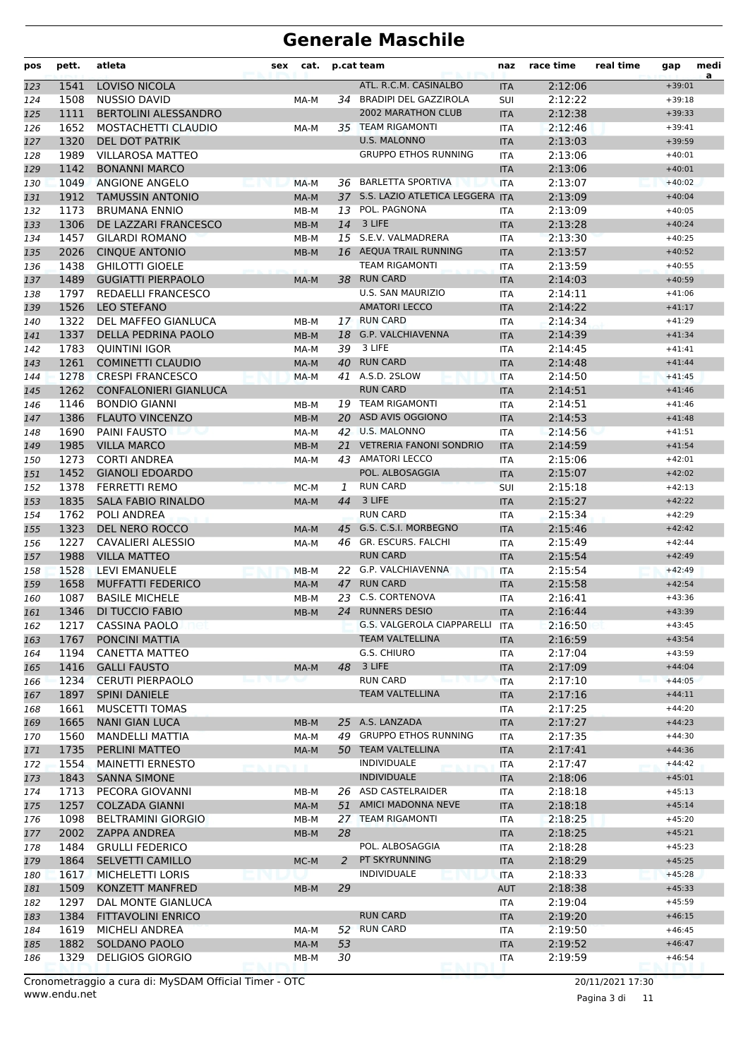# Generale Maschile

| pos | pett. | atleta | sex | cat. | p.cat | team | naz | race time | real time | gap | media |
|---|---|---|---|---|---|---|---|---|---|---|---|
| 123 | 1541 | LOVISO NICOLA | | | | ATL. R.C.M. CASINALBO | ITA | 2:12:06 | | +39:01 | |
| 124 | 1508 | NUSSIO DAVID | | MA-M | 34 | BRADIPI DEL GAZZIROLA | SUI | 2:12:22 | | +39:18 | |
| 125 | 1111 | BERTOLINI ALESSANDRO | | | | 2002 MARATHON CLUB | ITA | 2:12:38 | | +39:33 | |
| 126 | 1652 | MOSTACHETTI CLAUDIO | | MA-M | 35 | TEAM RIGAMONTI | ITA | 2:12:46 | | +39:41 | |
| 127 | 1320 | DEL DOT PATRIK | | | | U.S. MALONNO | ITA | 2:13:03 | | +39:59 | |
| 128 | 1989 | VILLAROSA MATTEO | | | | GRUPPO ETHOS RUNNING | ITA | 2:13:06 | | +40:01 | |
| 129 | 1142 | BONANNI MARCO | | | | | ITA | 2:13:06 | | +40:01 | |
| 130 | 1049 | ANGIONE ANGELO | | MA-M | 36 | BARLETTA SPORTIVA | ITA | 2:13:07 | | +40:02 | |
| 131 | 1912 | TAMUSSIN ANTONIO | | MA-M | 37 | S.S. LAZIO ATLETICA LEGGERA | ITA | 2:13:09 | | +40:04 | |
| 132 | 1173 | BRUMANA ENNIO | | MB-M | 13 | POL. PAGNONA | ITA | 2:13:09 | | +40:05 | |
| 133 | 1306 | DE LAZZARI FRANCESCO | | MB-M | 14 | 3 LIFE | ITA | 2:13:28 | | +40:24 | |
| 134 | 1457 | GILARDI ROMANO | | MB-M | 15 | S.E.V. VALMADRERA | ITA | 2:13:30 | | +40:25 | |
| 135 | 2026 | CINQUE ANTONIO | | MB-M | 16 | AEQUA TRAIL RUNNING | ITA | 2:13:57 | | +40:52 | |
| 136 | 1438 | GHILOTTI GIOELE | | | | TEAM RIGAMONTI | ITA | 2:13:59 | | +40:55 | |
| 137 | 1489 | GUGIATTI PIERPAOLO | | MA-M | 38 | RUN CARD | ITA | 2:14:03 | | +40:59 | |
| 138 | 1797 | REDAELLI FRANCESCO | | | | U.S. SAN MAURIZIO | ITA | 2:14:11 | | +41:06 | |
| 139 | 1526 | LEO STEFANO | | | | AMATORI LECCO | ITA | 2:14:22 | | +41:17 | |
| 140 | 1322 | DEL MAFFEO GIANLUCA | | MB-M | 17 | RUN CARD | ITA | 2:14:34 | | +41:29 | |
| 141 | 1337 | DELLA PEDRINA PAOLO | | MB-M | 18 | G.P. VALCHIAVENNA | ITA | 2:14:39 | | +41:34 | |
| 142 | 1783 | QUINTINI IGOR | | MA-M | 39 | 3 LIFE | ITA | 2:14:45 | | +41:41 | |
| 143 | 1261 | COMINETTI CLAUDIO | | MA-M | 40 | RUN CARD | ITA | 2:14:48 | | +41:44 | |
| 144 | 1278 | CRESPI FRANCESCO | | MA-M | 41 | A.S.D. 2SLOW | ITA | 2:14:50 | | +41:45 | |
| 145 | 1262 | CONFALONIERI GIANLUCA | | | | RUN CARD | ITA | 2:14:51 | | +41:46 | |
| 146 | 1146 | BONDIO GIANNI | | MB-M | 19 | TEAM RIGAMONTI | ITA | 2:14:51 | | +41:46 | |
| 147 | 1386 | FLAUTO VINCENZO | | MB-M | 20 | ASD AVIS OGGIONO | ITA | 2:14:53 | | +41:48 | |
| 148 | 1690 | PAINI FAUSTO | | MA-M | 42 | U.S. MALONNO | ITA | 2:14:56 | | +41:51 | |
| 149 | 1985 | VILLA MARCO | | MB-M | 21 | VETRERIA FANONI SONDRIO | ITA | 2:14:59 | | +41:54 | |
| 150 | 1273 | CORTI ANDREA | | MA-M | 43 | AMATORI LECCO | ITA | 2:15:06 | | +42:01 | |
| 151 | 1452 | GIANOLI EDOARDO | | | | POL. ALBOSAGGIA | ITA | 2:15:07 | | +42:02 | |
| 152 | 1378 | FERRETTI REMO | | MC-M | 1 | RUN CARD | SUI | 2:15:18 | | +42:13 | |
| 153 | 1835 | SALA FABIO RINALDO | | MA-M | 44 | 3 LIFE | ITA | 2:15:27 | | +42:22 | |
| 154 | 1762 | POLI ANDREA | | | | RUN CARD | ITA | 2:15:34 | | +42:29 | |
| 155 | 1323 | DEL NERO ROCCO | | MA-M | 45 | G.S. C.S.I. MORBEGNO | ITA | 2:15:46 | | +42:42 | |
| 156 | 1227 | CAVALIERI ALESSIO | | MA-M | 46 | GR. ESCURS. FALCHI | ITA | 2:15:49 | | +42:44 | |
| 157 | 1988 | VILLA MATTEO | | | | RUN CARD | ITA | 2:15:54 | | +42:49 | |
| 158 | 1528 | LEVI EMANUELE | | MB-M | 22 | G.P. VALCHIAVENNA | ITA | 2:15:54 | | +42:49 | |
| 159 | 1658 | MUFFATTI FEDERICO | | MA-M | 47 | RUN CARD | ITA | 2:15:58 | | +42:54 | |
| 160 | 1087 | BASILE MICHELE | | MB-M | 23 | C.S. CORTENOVA | ITA | 2:16:41 | | +43:36 | |
| 161 | 1346 | DI TUCCIO FABIO | | MB-M | 24 | RUNNERS DESIO | ITA | 2:16:44 | | +43:39 | |
| 162 | 1217 | CASSINA PAOLO | | | | G.S. VALGEROLA CIAPPARELLI | ITA | 2:16:50 | | +43:45 | |
| 163 | 1767 | PONCINI MATTIA | | | | TEAM VALTELLINA | ITA | 2:16:59 | | +43:54 | |
| 164 | 1194 | CANETTA MATTEO | | | | G.S. CHIURO | ITA | 2:17:04 | | +43:59 | |
| 165 | 1416 | GALLI FAUSTO | | MA-M | 48 | 3 LIFE | ITA | 2:17:09 | | +44:04 | |
| 166 | 1234 | CERUTI PIERPAOLO | | | | RUN CARD | ITA | 2:17:10 | | +44:05 | |
| 167 | 1897 | SPINI DANIELE | | | | TEAM VALTELLINA | ITA | 2:17:16 | | +44:11 | |
| 168 | 1661 | MUSCETTI TOMAS | | | | | ITA | 2:17:25 | | +44:20 | |
| 169 | 1665 | NANI GIAN LUCA | | MB-M | 25 | A.S. LANZADA | ITA | 2:17:27 | | +44:23 | |
| 170 | 1560 | MANDELLI MATTIA | | MA-M | 49 | GRUPPO ETHOS RUNNING | ITA | 2:17:35 | | +44:30 | |
| 171 | 1735 | PERLINI MATTEO | | MA-M | 50 | TEAM VALTELLINA | ITA | 2:17:41 | | +44:36 | |
| 172 | 1554 | MAINETTI ERNESTO | | | | INDIVIDUALE | ITA | 2:17:47 | | +44:42 | |
| 173 | 1843 | SANNA SIMONE | | | | INDIVIDUALE | ITA | 2:18:06 | | +45:01 | |
| 174 | 1713 | PECORA GIOVANNI | | MB-M | 26 | ASD CASTELRAIDER | ITA | 2:18:18 | | +45:13 | |
| 175 | 1257 | COLZADA GIANNI | | MA-M | 51 | AMICI MADONNA NEVE | ITA | 2:18:18 | | +45:14 | |
| 176 | 1098 | BELTRAMINI GIORGIO | | MB-M | 27 | TEAM RIGAMONTI | ITA | 2:18:25 | | +45:20 | |
| 177 | 2002 | ZAPPA ANDREA | | MB-M | 28 | | ITA | 2:18:25 | | +45:21 | |
| 178 | 1484 | GRULLI FEDERICO | | | | POL. ALBOSAGGIA | ITA | 2:18:28 | | +45:23 | |
| 179 | 1864 | SELVETTI CAMILLO | | MC-M | 2 | PT SKYRUNNING | ITA | 2:18:29 | | +45:25 | |
| 180 | 1617 | MICHELETTI LORIS | | | | INDIVIDUALE | ITA | 2:18:33 | | +45:28 | |
| 181 | 1509 | KONZETT MANFRED | | MB-M | 29 | | AUT | 2:18:38 | | +45:33 | |
| 182 | 1297 | DAL MONTE GIANLUCA | | | | | ITA | 2:19:04 | | +45:59 | |
| 183 | 1384 | FITTAVOLINI ENRICO | | | | RUN CARD | ITA | 2:19:20 | | +46:15 | |
| 184 | 1619 | MICHELI ANDREA | | MA-M | 52 | RUN CARD | ITA | 2:19:50 | | +46:45 | |
| 185 | 1882 | SOLDANO PAOLO | | MA-M | 53 | | ITA | 2:19:52 | | +46:47 | |
| 186 | 1329 | DELIGIOS GIORGIO | | MB-M | 30 | | ITA | 2:19:59 | | +46:54 | |

Cronometraggio a cura di: MySDAM Official Timer - OTC
www.endu.net

20/11/2021 17:30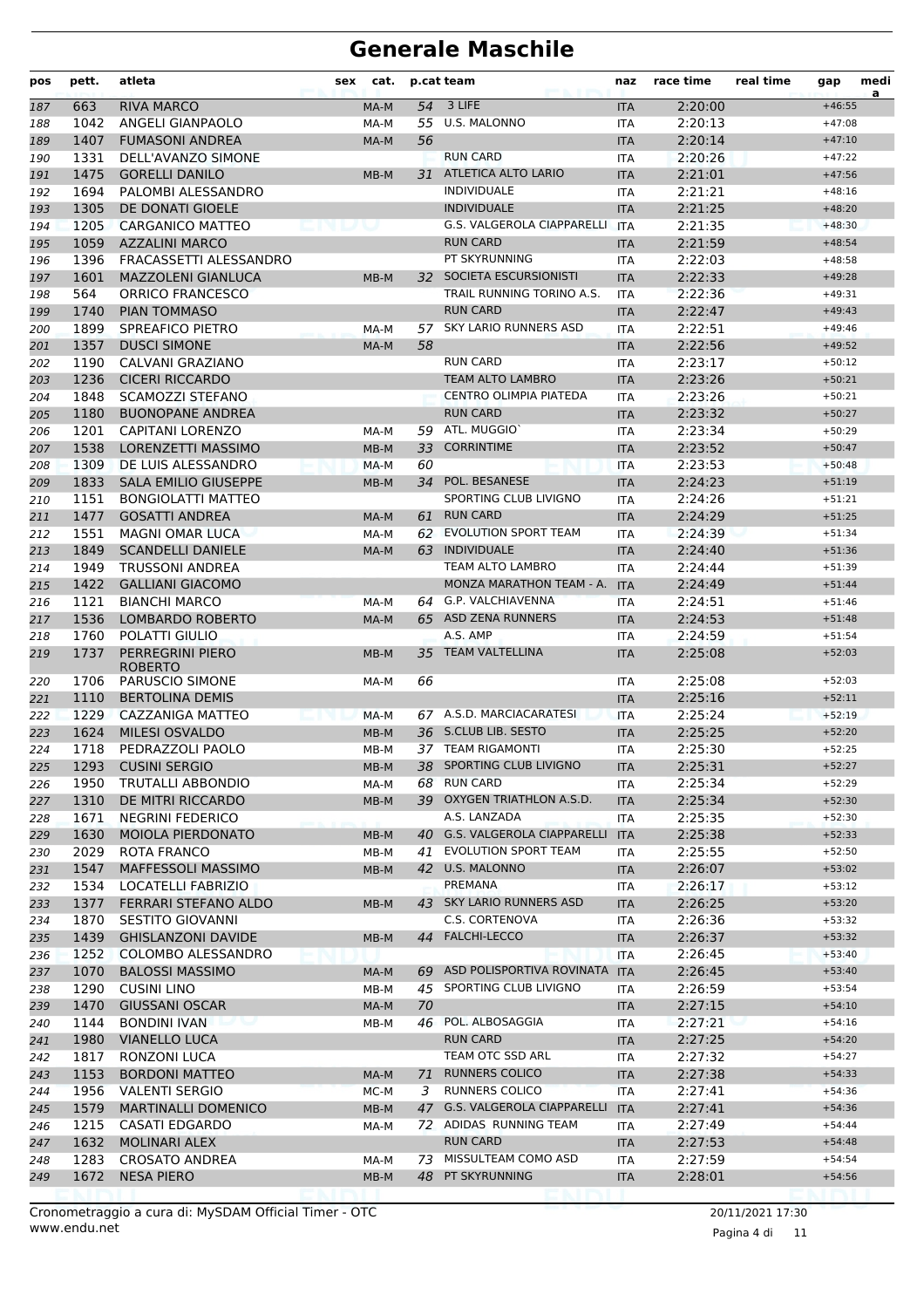# Generale Maschile

| pos | pett. | atleta | sex | cat. | p.cat | team | naz | race time | real time | gap | media |
|---|---|---|---|---|---|---|---|---|---|---|---|
| 187 | 663 | RIVA MARCO | | MA-M | 54 | 3 LIFE | ITA | 2:20:00 | | +46:55 | |
| 188 | 1042 | ANGELI GIANPAOLO | | MA-M | 55 | U.S. MALONNO | ITA | 2:20:13 | | +47:08 | |
| 189 | 1407 | FUMASONI ANDREA | | MA-M | 56 | | ITA | 2:20:14 | | +47:10 | |
| 190 | 1331 | DELL'AVANZO SIMONE | | | | RUN CARD | ITA | 2:20:26 | | +47:22 | |
| 191 | 1475 | GORELLI DANILO | | MB-M | 31 | ATLETICA ALTO LARIO | ITA | 2:21:01 | | +47:56 | |
| 192 | 1694 | PALOMBI ALESSANDRO | | | | INDIVIDUALE | ITA | 2:21:21 | | +48:16 | |
| 193 | 1305 | DE DONATI GIOELE | | | | INDIVIDUALE | ITA | 2:21:25 | | +48:20 | |
| 194 | 1205 | CARGANICO MATTEO | | | | G.S. VALGEROLA CIAPPARELLI | ITA | 2:21:35 | | +48:30 | |
| 195 | 1059 | AZZALINI MARCO | | | | RUN CARD | ITA | 2:21:59 | | +48:54 | |
| 196 | 1396 | FRACASSETTI ALESSANDRO | | | | PT SKYRUNNING | ITA | 2:22:03 | | +48:58 | |
| 197 | 1601 | MAZZOLENI GIANLUCA | | MB-M | 32 | SOCIETA ESCURSIONISTI | ITA | 2:22:33 | | +49:28 | |
| 198 | 564 | ORRICO FRANCESCO | | | | TRAIL RUNNING TORINO A.S. | ITA | 2:22:36 | | +49:31 | |
| 199 | 1740 | PIAN TOMMASO | | | | RUN CARD | ITA | 2:22:47 | | +49:43 | |
| 200 | 1899 | SPREAFICO PIETRO | | MA-M | 57 | SKY LARIO RUNNERS ASD | ITA | 2:22:51 | | +49:46 | |
| 201 | 1357 | DUSCI SIMONE | | MA-M | 58 | | ITA | 2:22:56 | | +49:52 | |
| 202 | 1190 | CALVANI GRAZIANO | | | | RUN CARD | ITA | 2:23:17 | | +50:12 | |
| 203 | 1236 | CICERI RICCARDO | | | | TEAM ALTO LAMBRO | ITA | 2:23:26 | | +50:21 | |
| 204 | 1848 | SCAMOZZI STEFANO | | | | CENTRO OLIMPIA PIATEDA | ITA | 2:23:26 | | +50:21 | |
| 205 | 1180 | BUONOPANE ANDREA | | | | RUN CARD | ITA | 2:23:32 | | +50:27 | |
| 206 | 1201 | CAPITANI LORENZO | | MA-M | 59 | ATL. MUGGIO` | ITA | 2:23:34 | | +50:29 | |
| 207 | 1538 | LORENZETTI MASSIMO | | MB-M | 33 | CORRINTIME | ITA | 2:23:52 | | +50:47 | |
| 208 | 1309 | DE LUIS ALESSANDRO | | MA-M | 60 | | ITA | 2:23:53 | | +50:48 | |
| 209 | 1833 | SALA EMILIO GIUSEPPE | | MB-M | 34 | POL. BESANESE | ITA | 2:24:23 | | +51:19 | |
| 210 | 1151 | BONGIOLATTI MATTEO | | | | SPORTING CLUB LIVIGNO | ITA | 2:24:26 | | +51:21 | |
| 211 | 1477 | GOSATTI ANDREA | | MA-M | 61 | RUN CARD | ITA | 2:24:29 | | +51:25 | |
| 212 | 1551 | MAGNI OMAR LUCA | | MA-M | 62 | EVOLUTION SPORT TEAM | ITA | 2:24:39 | | +51:34 | |
| 213 | 1849 | SCANDELLI DANIELE | | MA-M | 63 | INDIVIDUALE | ITA | 2:24:40 | | +51:36 | |
| 214 | 1949 | TRUSSONI ANDREA | | | | TEAM ALTO LAMBRO | ITA | 2:24:44 | | +51:39 | |
| 215 | 1422 | GALLIANI GIACOMO | | | | MONZA MARATHON TEAM - A. | ITA | 2:24:49 | | +51:44 | |
| 216 | 1121 | BIANCHI MARCO | | MA-M | 64 | G.P. VALCHIAVENNA | ITA | 2:24:51 | | +51:46 | |
| 217 | 1536 | LOMBARDO ROBERTO | | MA-M | 65 | ASD ZENA RUNNERS | ITA | 2:24:53 | | +51:48 | |
| 218 | 1760 | POLATTI GIULIO | | | | A.S. AMP | ITA | 2:24:59 | | +51:54 | |
| 219 | 1737 | PERREGRINI PIERO ROBERTO | | MB-M | 35 | TEAM VALTELLINA | ITA | 2:25:08 | | +52:03 | |
| 220 | 1706 | PARUSCIO SIMONE | | MA-M | 66 | | ITA | 2:25:08 | | +52:03 | |
| 221 | 1110 | BERTOLINA DEMIS | | | | | ITA | 2:25:16 | | +52:11 | |
| 222 | 1229 | CAZZANIGA MATTEO | | MA-M | 67 | A.S.D. MARCIACARATESI | ITA | 2:25:24 | | +52:19 | |
| 223 | 1624 | MILESI OSVALDO | | MB-M | 36 | S.CLUB LIB. SESTO | ITA | 2:25:25 | | +52:20 | |
| 224 | 1718 | PEDRAZZOLI PAOLO | | MB-M | 37 | TEAM RIGAMONTI | ITA | 2:25:30 | | +52:25 | |
| 225 | 1293 | CUSINI SERGIO | | MB-M | 38 | SPORTING CLUB LIVIGNO | ITA | 2:25:31 | | +52:27 | |
| 226 | 1950 | TRUTALLI ABBONDIO | | MA-M | 68 | RUN CARD | ITA | 2:25:34 | | +52:29 | |
| 227 | 1310 | DE MITRI RICCARDO | | MB-M | 39 | OXYGEN TRIATHLON A.S.D. | ITA | 2:25:34 | | +52:30 | |
| 228 | 1671 | NEGRINI FEDERICO | | | | A.S. LANZADA | ITA | 2:25:35 | | +52:30 | |
| 229 | 1630 | MOIOLA PIERDONATO | | MB-M | 40 | G.S. VALGEROLA CIAPPARELLI | ITA | 2:25:38 | | +52:33 | |
| 230 | 2029 | ROTA FRANCO | | MB-M | 41 | EVOLUTION SPORT TEAM | ITA | 2:25:55 | | +52:50 | |
| 231 | 1547 | MAFFESSOLI MASSIMO | | MB-M | 42 | U.S. MALONNO | ITA | 2:26:07 | | +53:02 | |
| 232 | 1534 | LOCATELLI FABRIZIO | | | | PREMANA | ITA | 2:26:17 | | +53:12 | |
| 233 | 1377 | FERRARI STEFANO ALDO | | MB-M | 43 | SKY LARIO RUNNERS ASD | ITA | 2:26:25 | | +53:20 | |
| 234 | 1870 | SESTITO GIOVANNI | | | | C.S. CORTENOVA | ITA | 2:26:36 | | +53:32 | |
| 235 | 1439 | GHISLANZONI DAVIDE | | MB-M | 44 | FALCHI-LECCO | ITA | 2:26:37 | | +53:32 | |
| 236 | 1252 | COLOMBO ALESSANDRO | | | | | ITA | 2:26:45 | | +53:40 | |
| 237 | 1070 | BALOSSI MASSIMO | | MA-M | 69 | ASD POLISPORTIVA ROVINATA | ITA | 2:26:45 | | +53:40 | |
| 238 | 1290 | CUSINI LINO | | MB-M | 45 | SPORTING CLUB LIVIGNO | ITA | 2:26:59 | | +53:54 | |
| 239 | 1470 | GIUSSANI OSCAR | | MA-M | 70 | | ITA | 2:27:15 | | +54:10 | |
| 240 | 1144 | BONDINI IVAN | | MB-M | 46 | POL. ALBOSAGGIA | ITA | 2:27:21 | | +54:16 | |
| 241 | 1980 | VIANELLO LUCA | | | | RUN CARD | ITA | 2:27:25 | | +54:20 | |
| 242 | 1817 | RONZONI LUCA | | | | TEAM OTC SSD ARL | ITA | 2:27:32 | | +54:27 | |
| 243 | 1153 | BORDONI MATTEO | | MA-M | 71 | RUNNERS COLICO | ITA | 2:27:38 | | +54:33 | |
| 244 | 1956 | VALENTI SERGIO | | MC-M | 3 | RUNNERS COLICO | ITA | 2:27:41 | | +54:36 | |
| 245 | 1579 | MARTINALLI DOMENICO | | MB-M | 47 | G.S. VALGEROLA CIAPPARELLI | ITA | 2:27:41 | | +54:36 | |
| 246 | 1215 | CASATI EDGARDO | | MA-M | 72 | ADIDAS RUNNING TEAM | ITA | 2:27:49 | | +54:44 | |
| 247 | 1632 | MOLINARI ALEX | | | | RUN CARD | ITA | 2:27:53 | | +54:48 | |
| 248 | 1283 | CROSATO ANDREA | | MA-M | 73 | MISSULTEAM COMO ASD | ITA | 2:27:59 | | +54:54 | |
| 249 | 1672 | NESA PIERO | | MB-M | 48 | PT SKYRUNNING | ITA | 2:28:01 | | +54:56 | |

Cronometraggio a cura di: MySDAM Official Timer - OTC
www.endu.net

20/11/2021 17:30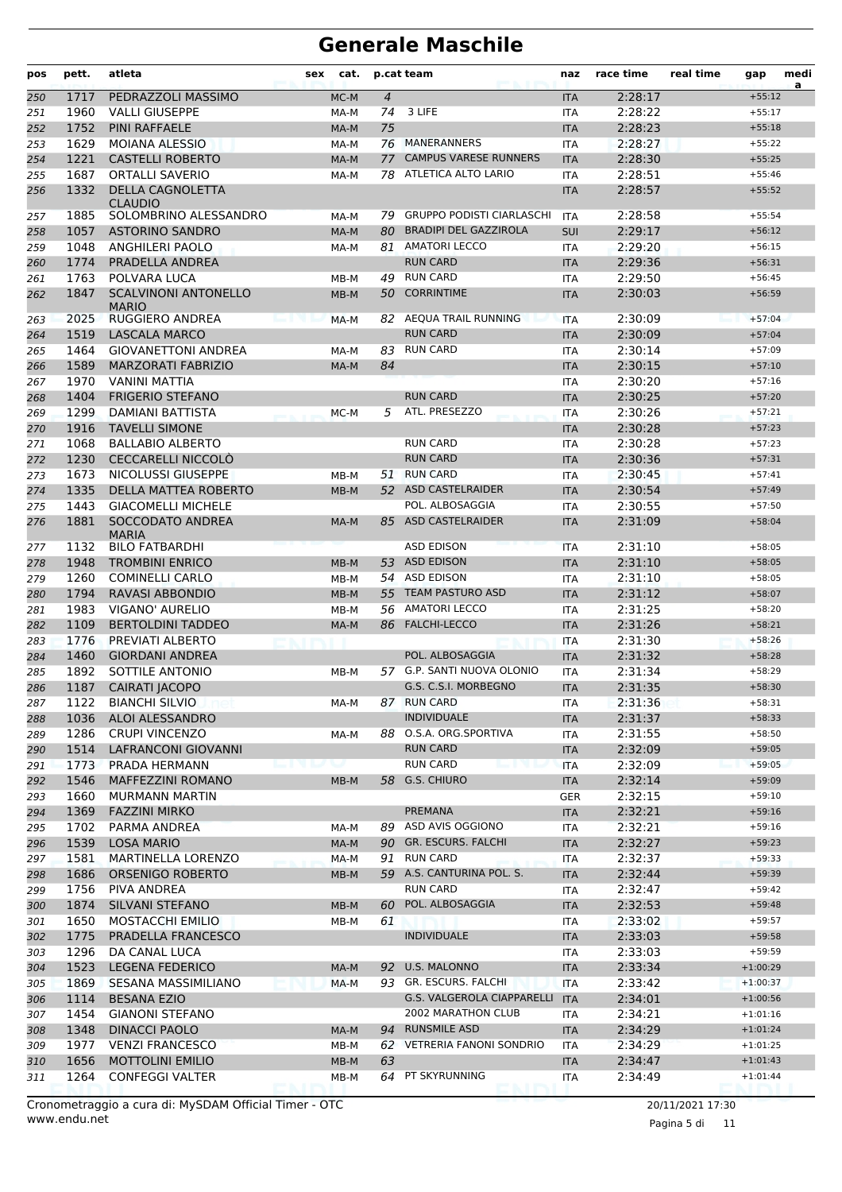# Generale Maschile

| pos | pett. | atleta | sex | cat. | p.cat | team | naz | race time | real time | gap | media |
|---|---|---|---|---|---|---|---|---|---|---|---|
| 250 | 1717 | PEDRAZZOLI MASSIMO | | MC-M | 4 | | ITA | 2:28:17 | | +55:12 | |
| 251 | 1960 | VALLI GIUSEPPE | | MA-M | 74 | 3 LIFE | ITA | 2:28:22 | | +55:17 | |
| 252 | 1752 | PINI RAFFAELE | | MA-M | 75 | | ITA | 2:28:23 | | +55:18 | |
| 253 | 1629 | MOIANA ALESSIO | | MA-M | 76 | MANERANNERS | ITA | 2:28:27 | | +55:22 | |
| 254 | 1221 | CASTELLI ROBERTO | | MA-M | 77 | CAMPUS VARESE RUNNERS | ITA | 2:28:30 | | +55:25 | |
| 255 | 1687 | ORTALLI SAVERIO | | MA-M | 78 | ATLETICA ALTO LARIO | ITA | 2:28:51 | | +55:46 | |
| 256 | 1332 | DELLA CAGNOLETTA CLAUDIO | | | | | ITA | 2:28:57 | | +55:52 | |
| 257 | 1885 | SOLOMBRINO ALESSANDRO | | MA-M | 79 | GRUPPO PODISTI CIARLASCHI | ITA | 2:28:58 | | +55:54 | |
| 258 | 1057 | ASTORINO SANDRO | | MA-M | 80 | BRADIPI DEL GAZZIROLA | SUI | 2:29:17 | | +56:12 | |
| 259 | 1048 | ANGHILERI PAOLO | | MA-M | 81 | AMATORI LECCO | ITA | 2:29:20 | | +56:15 | |
| 260 | 1774 | PRADELLA ANDREA | | | | RUN CARD | ITA | 2:29:36 | | +56:31 | |
| 261 | 1763 | POLVARA LUCA | | MB-M | 49 | RUN CARD | ITA | 2:29:50 | | +56:45 | |
| 262 | 1847 | SCALVINONI ANTONELLO MARIO | | MB-M | 50 | CORRINTIME | ITA | 2:30:03 | | +56:59 | |
| 263 | 2025 | RUGGIERO ANDREA | | MA-M | 82 | AEQUA TRAIL RUNNING | ITA | 2:30:09 | | +57:04 | |
| 264 | 1519 | LASCALA MARCO | | | | RUN CARD | ITA | 2:30:09 | | +57:04 | |
| 265 | 1464 | GIOVANETTONI ANDREA | | MA-M | 83 | RUN CARD | ITA | 2:30:14 | | +57:09 | |
| 266 | 1589 | MARZORATI FABRIZIO | | MA-M | 84 | | ITA | 2:30:15 | | +57:10 | |
| 267 | 1970 | VANINI MATTIA | | | | | ITA | 2:30:20 | | +57:16 | |
| 268 | 1404 | FRIGERIO STEFANO | | | | RUN CARD | ITA | 2:30:25 | | +57:20 | |
| 269 | 1299 | DAMIANI BATTISTA | | MC-M | 5 | ATL. PRESEZZO | ITA | 2:30:26 | | +57:21 | |
| 270 | 1916 | TAVELLI SIMONE | | | | | ITA | 2:30:28 | | +57:23 | |
| 271 | 1068 | BALLABIO ALBERTO | | | | RUN CARD | ITA | 2:30:28 | | +57:23 | |
| 272 | 1230 | CECCARELLI NICCOLÒ | | | | RUN CARD | ITA | 2:30:36 | | +57:31 | |
| 273 | 1673 | NICOLUSSI GIUSEPPE | | MB-M | 51 | RUN CARD | ITA | 2:30:45 | | +57:41 | |
| 274 | 1335 | DELLA MATTEA ROBERTO | | MB-M | 52 | ASD CASTELRAIDER | ITA | 2:30:54 | | +57:49 | |
| 275 | 1443 | GIACOMELLI MICHELE | | | | POL. ALBOSAGGIA | ITA | 2:30:55 | | +57:50 | |
| 276 | 1881 | SOCCODATO ANDREA MARIA | | MA-M | 85 | ASD CASTELRAIDER | ITA | 2:31:09 | | +58:04 | |
| 277 | 1132 | BILO FATBARDHI | | | | ASD EDISON | ITA | 2:31:10 | | +58:05 | |
| 278 | 1948 | TROMBINI ENRICO | | MB-M | 53 | ASD EDISON | ITA | 2:31:10 | | +58:05 | |
| 279 | 1260 | COMINELLI CARLO | | MB-M | 54 | ASD EDISON | ITA | 2:31:10 | | +58:05 | |
| 280 | 1794 | RAVASI ABBONDIO | | MB-M | 55 | TEAM PASTURO ASD | ITA | 2:31:12 | | +58:07 | |
| 281 | 1983 | VIGANO' AURELIO | | MB-M | 56 | AMATORI LECCO | ITA | 2:31:25 | | +58:20 | |
| 282 | 1109 | BERTOLDINI TADDEO | | MA-M | 86 | FALCHI-LECCO | ITA | 2:31:26 | | +58:21 | |
| 283 | 1776 | PREVIATI ALBERTO | | | | | ITA | 2:31:30 | | +58:26 | |
| 284 | 1460 | GIORDANI ANDREA | | | | POL. ALBOSAGGIA | ITA | 2:31:32 | | +58:28 | |
| 285 | 1892 | SOTTILE ANTONIO | | MB-M | 57 | G.P. SANTI NUOVA OLONIO | ITA | 2:31:34 | | +58:29 | |
| 286 | 1187 | CAIRATI JACOPO | | | | G.S. C.S.I. MORBEGNO | ITA | 2:31:35 | | +58:30 | |
| 287 | 1122 | BIANCHI SILVIO | | MA-M | 87 | RUN CARD | ITA | 2:31:36 | | +58:31 | |
| 288 | 1036 | ALOI ALESSANDRO | | | | INDIVIDUALE | ITA | 2:31:37 | | +58:33 | |
| 289 | 1286 | CRUPI VINCENZO | | MA-M | 88 | O.S.A. ORG.SPORTIVA | ITA | 2:31:55 | | +58:50 | |
| 290 | 1514 | LAFRANCONI GIOVANNI | | | | RUN CARD | ITA | 2:32:09 | | +59:05 | |
| 291 | 1773 | PRADA HERMANN | | | | RUN CARD | ITA | 2:32:09 | | +59:05 | |
| 292 | 1546 | MAFFEZZINI ROMANO | | MB-M | 58 | G.S. CHIURO | ITA | 2:32:14 | | +59:09 | |
| 293 | 1660 | MURMANN MARTIN | | | | | GER | 2:32:15 | | +59:10 | |
| 294 | 1369 | FAZZINI MIRKO | | | | PREMANA | ITA | 2:32:21 | | +59:16 | |
| 295 | 1702 | PARMA ANDREA | | MA-M | 89 | ASD AVIS OGGIONO | ITA | 2:32:21 | | +59:16 | |
| 296 | 1539 | LOSA MARIO | | MA-M | 90 | GR. ESCURS. FALCHI | ITA | 2:32:27 | | +59:23 | |
| 297 | 1581 | MARTINELLA LORENZO | | MA-M | 91 | RUN CARD | ITA | 2:32:37 | | +59:33 | |
| 298 | 1686 | ORSENIGO ROBERTO | | MB-M | 59 | A.S. CANTURINA POL. S. | ITA | 2:32:44 | | +59:39 | |
| 299 | 1756 | PIVA ANDREA | | | | RUN CARD | ITA | 2:32:47 | | +59:42 | |
| 300 | 1874 | SILVANI STEFANO | | MB-M | 60 | POL. ALBOSAGGIA | ITA | 2:32:53 | | +59:48 | |
| 301 | 1650 | MOSTACCHI EMILIO | | MB-M | 61 | | ITA | 2:33:02 | | +59:57 | |
| 302 | 1775 | PRADELLA FRANCESCO | | | | INDIVIDUALE | ITA | 2:33:03 | | +59:58 | |
| 303 | 1296 | DA CANAL LUCA | | | | | ITA | 2:33:03 | | +59:59 | |
| 304 | 1523 | LEGENA FEDERICO | | MA-M | 92 | U.S. MALONNO | ITA | 2:33:34 | | +1:00:29 | |
| 305 | 1869 | SESANA MASSIMILIANO | | MA-M | 93 | GR. ESCURS. FALCHI | ITA | 2:33:42 | | +1:00:37 | |
| 306 | 1114 | BESANA EZIO | | | | G.S. VALGEROLA CIAPPARELLI | ITA | 2:34:01 | | +1:00:56 | |
| 307 | 1454 | GIANONI STEFANO | | | | 2002 MARATHON CLUB | ITA | 2:34:21 | | +1:01:16 | |
| 308 | 1348 | DINACCI PAOLO | | MA-M | 94 | RUNSMILE ASD | ITA | 2:34:29 | | +1:01:24 | |
| 309 | 1977 | VENZI FRANCESCO | | MB-M | 62 | VETRERIA FANONI SONDRIO | ITA | 2:34:29 | | +1:01:25 | |
| 310 | 1656 | MOTTOLINI EMILIO | | MB-M | 63 | | ITA | 2:34:47 | | +1:01:43 | |
| 311 | 1264 | CONFEGGI VALTER | | MB-M | 64 | PT SKYRUNNING | ITA | 2:34:49 | | +1:01:44 | |

Cronometraggio a cura di: MySDAM Official Timer - OTC
www.endu.net

20/11/2021 17:30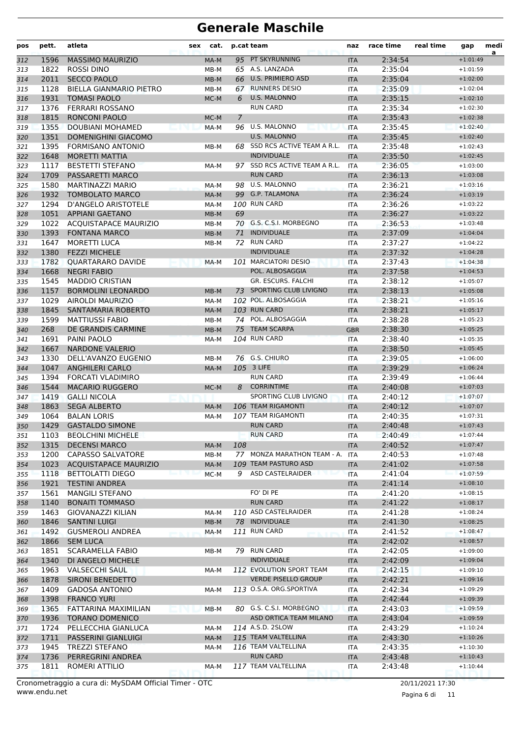# Generale Maschile

| pos | pett. | atleta | sex | cat. | p.cat | team | naz | race time | real time | gap | media |
|---|---|---|---|---|---|---|---|---|---|---|---|
| 312 | 1596 | MASSIMO MAURIZIO | | MA-M | 95 | PT SKYRUNNING | ITA | 2:34:54 | | +1:01:49 | |
| 313 | 1822 | ROSSI DINO | | MB-M | 65 | A.S. LANZADA | ITA | 2:35:04 | | +1:01:59 | |
| 314 | 2011 | SECCO PAOLO | | MB-M | 66 | U.S. PRIMIERO ASD | ITA | 2:35:04 | | +1:02:00 | |
| 315 | 1128 | BIELLA GIANMARIO PIETRO | | MB-M | 67 | RUNNERS DESIO | ITA | 2:35:09 | | +1:02:04 | |
| 316 | 1931 | TOMASI PAOLO | | MC-M | 6 | U.S. MALONNO | ITA | 2:35:15 | | +1:02:10 | |
| 317 | 1376 | FERRARI ROSSANO | | | | RUN CARD | ITA | 2:35:34 | | +1:02:30 | |
| 318 | 1815 | RONCONI PAOLO | | MC-M | 7 | | ITA | 2:35:43 | | +1:02:38 | |
| 319 | 1355 | DOUBIANI MOHAMED | | MA-M | 96 | U.S. MALONNO | ITA | 2:35:45 | | +1:02:40 | |
| 320 | 1351 | DOMENIGHINI GIACOMO | | | | U.S. MALONNO | ITA | 2:35:45 | | +1:02:40 | |
| 321 | 1395 | FORMISANO ANTONIO | | MB-M | 68 | SSD RCS ACTIVE TEAM A R.L. | ITA | 2:35:48 | | +1:02:43 | |
| 322 | 1648 | MORETTI MATTIA | | | | INDIVIDUALE | ITA | 2:35:50 | | +1:02:45 | |
| 323 | 1117 | BESTETTI STEFANO | | MA-M | 97 | SSD RCS ACTIVE TEAM A R.L. | ITA | 2:36:05 | | +1:03:00 | |
| 324 | 1709 | PASSARETTI MARCO | | | | RUN CARD | ITA | 2:36:13 | | +1:03:08 | |
| 325 | 1580 | MARTINAZZI MARIO | | MA-M | 98 | U.S. MALONNO | ITA | 2:36:21 | | +1:03:16 | |
| 326 | 1932 | TOMBOLATO MARCO | | MA-M | 99 | G.P. TALAMONA | ITA | 2:36:24 | | +1:03:19 | |
| 327 | 1294 | D'ANGELO ARISTOTELE | | MA-M | 100 | RUN CARD | ITA | 2:36:26 | | +1:03:22 | |
| 328 | 1051 | APPIANI GAETANO | | MB-M | 69 | | ITA | 2:36:27 | | +1:03:22 | |
| 329 | 1022 | ACQUISTAPACE MAURIZIO | | MB-M | 70 | G.S. C.S.I. MORBEGNO | ITA | 2:36:53 | | +1:03:48 | |
| 330 | 1393 | FONTANA MARCO | | MB-M | 71 | INDIVIDUALE | ITA | 2:37:09 | | +1:04:04 | |
| 331 | 1647 | MORETTI LUCA | | MB-M | 72 | RUN CARD | ITA | 2:37:27 | | +1:04:22 | |
| 332 | 1380 | FEZZI MICHELE | | | | INDIVIDUALE | ITA | 2:37:32 | | +1:04:28 | |
| 333 | 1782 | QUARTARARO DAVIDE | | MA-M | 101 | MARCIATORI DESIO | ITA | 2:37:43 | | +1:04:38 | |
| 334 | 1668 | NEGRI FABIO | | | | POL. ALBOSAGGIA | ITA | 2:37:58 | | +1:04:53 | |
| 335 | 1545 | MADDIO CRISTIAN | | | | GR. ESCURS. FALCHI | ITA | 2:38:12 | | +1:05:07 | |
| 336 | 1157 | BORMOLINI LEONARDO | | MB-M | 73 | SPORTING CLUB LIVIGNO | ITA | 2:38:13 | | +1:05:08 | |
| 337 | 1029 | AIROLDI MAURIZIO | | MA-M | 102 | POL. ALBOSAGGIA | ITA | 2:38:21 | | +1:05:16 | |
| 338 | 1845 | SANTAMARIA ROBERTO | | MA-M | 103 | RUN CARD | ITA | 2:38:21 | | +1:05:17 | |
| 339 | 1599 | MATTIUSSI FABIO | | MB-M | 74 | POL. ALBOSAGGIA | ITA | 2:38:28 | | +1:05:23 | |
| 340 | 268 | DE GRANDIS CARMINE | | MB-M | 75 | TEAM SCARPA | GBR | 2:38:30 | | +1:05:25 | |
| 341 | 1691 | PAINI PAOLO | | MA-M | 104 | RUN CARD | ITA | 2:38:40 | | +1:05:35 | |
| 342 | 1667 | NARDONE VALERIO | | | | | ITA | 2:38:50 | | +1:05:45 | |
| 343 | 1330 | DELL'AVANZO EUGENIO | | MB-M | 76 | G.S. CHIURO | ITA | 2:39:05 | | +1:06:00 | |
| 344 | 1047 | ANGHILERI CARLO | | MA-M | 105 | 3 LIFE | ITA | 2:39:29 | | +1:06:24 | |
| 345 | 1394 | FORCATI VLADIMIRO | | | | RUN CARD | ITA | 2:39:49 | | +1:06:44 | |
| 346 | 1544 | MACARIO RUGGERO | | MC-M | 8 | CORRINTIME | ITA | 2:40:08 | | +1:07:03 | |
| 347 | 1419 | GALLI NICOLA | | | | SPORTING CLUB LIVIGNO | ITA | 2:40:12 | | +1:07:07 | |
| 348 | 1863 | SEGA ALBERTO | | MA-M | 106 | TEAM RIGAMONTI | ITA | 2:40:12 | | +1:07:07 | |
| 349 | 1064 | BALAN LORIS | | MA-M | 107 | TEAM RIGAMONTI | ITA | 2:40:35 | | +1:07:31 | |
| 350 | 1429 | GASTALDO SIMONE | | | | RUN CARD | ITA | 2:40:48 | | +1:07:43 | |
| 351 | 1103 | BEOLCHINI MICHELE | | | | RUN CARD | ITA | 2:40:49 | | +1:07:44 | |
| 352 | 1315 | DECENSI MARCO | | MA-M | 108 | | ITA | 2:40:52 | | +1:07:47 | |
| 353 | 1200 | CAPASSO SALVATORE | | MB-M | 77 | MONZA MARATHON TEAM - A. | ITA | 2:40:53 | | +1:07:48 | |
| 354 | 1023 | ACQUISTAPACE MAURIZIO | | MA-M | 109 | TEAM PASTURO ASD | ITA | 2:41:02 | | +1:07:58 | |
| 355 | 1118 | BETTOLATTI DIEGO | | MC-M | 9 | ASD CASTELRAIDER | ITA | 2:41:04 | | +1:07:59 | |
| 356 | 1921 | TESTINI ANDREA | | | | | ITA | 2:41:14 | | +1:08:10 | |
| 357 | 1561 | MANGILI STEFANO | | | | FO' DI PE | ITA | 2:41:20 | | +1:08:15 | |
| 358 | 1140 | BONAITI TOMMASO | | | | RUN CARD | ITA | 2:41:22 | | +1:08:17 | |
| 359 | 1463 | GIOVANAZZI KILIAN | | MA-M | 110 | ASD CASTELRAIDER | ITA | 2:41:28 | | +1:08:24 | |
| 360 | 1846 | SANTINI LUIGI | | MB-M | 78 | INDIVIDUALE | ITA | 2:41:30 | | +1:08:25 | |
| 361 | 1492 | GUSMEROLI ANDREA | | MA-M | 111 | RUN CARD | ITA | 2:41:52 | | +1:08:47 | |
| 362 | 1866 | SEM LUCA | | | | | ITA | 2:42:02 | | +1:08:57 | |
| 363 | 1851 | SCARAMELLA FABIO | | MB-M | 79 | RUN CARD | ITA | 2:42:05 | | +1:09:00 | |
| 364 | 1340 | DI ANGELO MICHELE | | | | INDIVIDUALE | ITA | 2:42:09 | | +1:09:04 | |
| 365 | 1963 | VALSECCHI SAUL | | MA-M | 112 | EVOLUTION SPORT TEAM | ITA | 2:42:15 | | +1:09:10 | |
| 366 | 1878 | SIRONI BENEDETTO | | | | VERDE PISELLO GROUP | ITA | 2:42:21 | | +1:09:16 | |
| 367 | 1409 | GADOSA ANTONIO | | MA-M | 113 | O.S.A. ORG.SPORTIVA | ITA | 2:42:34 | | +1:09:29 | |
| 368 | 1398 | FRANCO YURI | | | | | ITA | 2:42:44 | | +1:09:39 | |
| 369 | 1365 | FATTARINA MAXIMILIAN | | MB-M | 80 | G.S. C.S.I. MORBEGNO | ITA | 2:43:03 | | +1:09:59 | |
| 370 | 1936 | TORANO DOMENICO | | | | ASD ORTICA TEAM MILANO | ITA | 2:43:04 | | +1:09:59 | |
| 371 | 1724 | PELLECCHIA GIANLUCA | | MA-M | 114 | A.S.D. 2SLOW | ITA | 2:43:29 | | +1:10:24 | |
| 372 | 1711 | PASSERINI GIANLUIGI | | MA-M | 115 | TEAM VALTELLINA | ITA | 2:43:30 | | +1:10:26 | |
| 373 | 1945 | TREZZI STEFANO | | MA-M | 116 | TEAM VALTELLINA | ITA | 2:43:35 | | +1:10:30 | |
| 374 | 1736 | PERREGRINI ANDREA | | | | RUN CARD | ITA | 2:43:48 | | +1:10:43 | |
| 375 | 1811 | ROMERI ATTILIO | | MA-M | 117 | TEAM VALTELLINA | ITA | 2:43:48 | | +1:10:44 | |

Cronometraggio a cura di: MySDAM Official Timer - OTC
www.endu.net

20/11/2021 17:30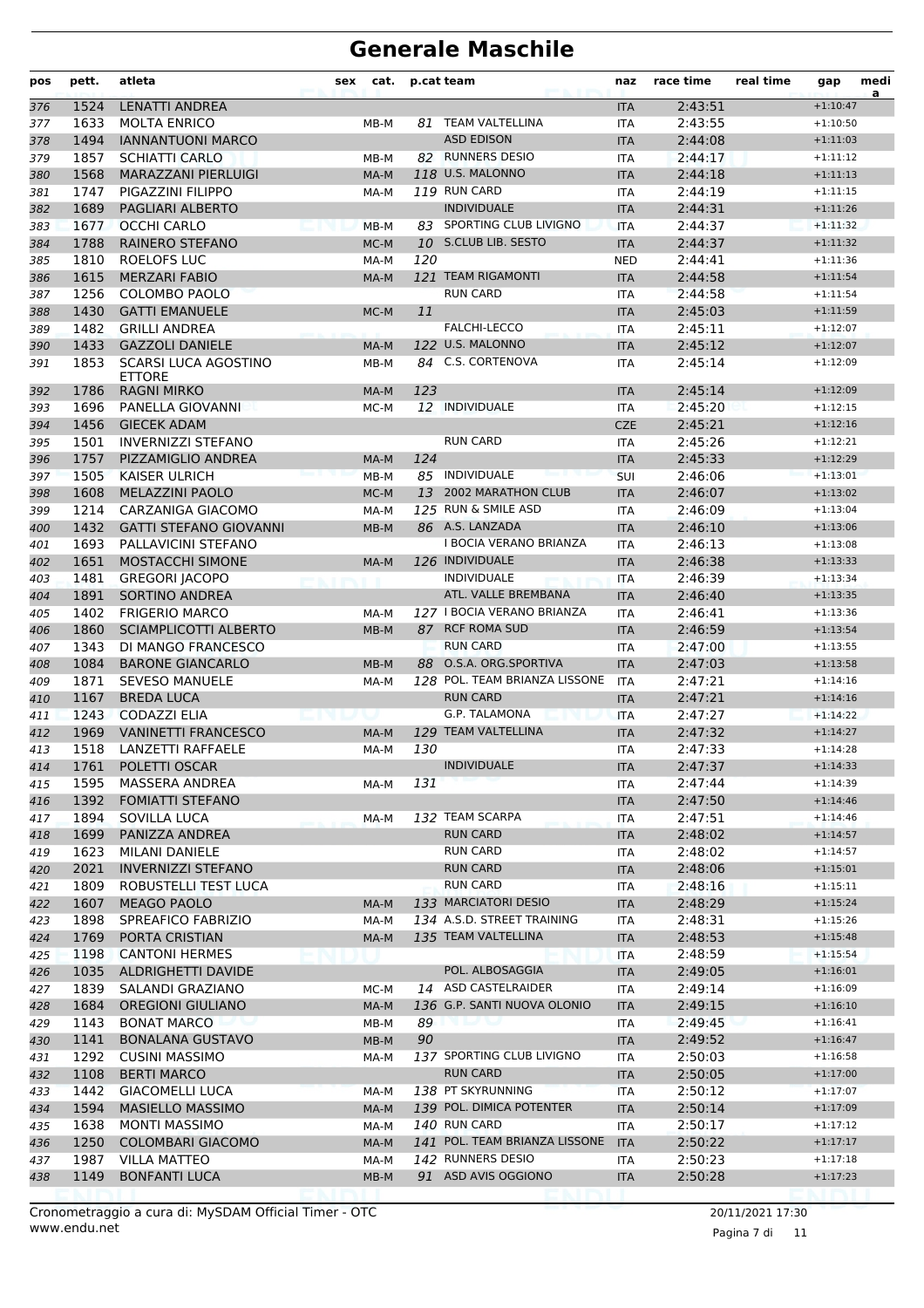# Generale Maschile

| pos | pett. | atleta | sex | cat. | p.cat | team | naz | race time | real time | gap | media |
|---|---|---|---|---|---|---|---|---|---|---|---|
| 376 | 1524 | LENATTI ANDREA | | | | | ITA | 2:43:51 | | +1:10:47 | |
| 377 | 1633 | MOLTA ENRICO | | MB-M | 81 | TEAM VALTELLINA | ITA | 2:43:55 | | +1:10:50 | |
| 378 | 1494 | IANNANTUONI MARCO | | | | ASD EDISON | ITA | 2:44:08 | | +1:11:03 | |
| 379 | 1857 | SCHIATTI CARLO | | MB-M | 82 | RUNNERS DESIO | ITA | 2:44:17 | | +1:11:12 | |
| 380 | 1568 | MARAZZANI PIERLUIGI | | MA-M | 118 | U.S. MALONNO | ITA | 2:44:18 | | +1:11:13 | |
| 381 | 1747 | PIGAZZINI FILIPPO | | MA-M | 119 | RUN CARD | ITA | 2:44:19 | | +1:11:15 | |
| 382 | 1689 | PAGLIARI ALBERTO | | | | INDIVIDUALE | ITA | 2:44:31 | | +1:11:26 | |
| 383 | 1677 | OCCHI CARLO | | MB-M | 83 | SPORTING CLUB LIVIGNO | ITA | 2:44:37 | | +1:11:32 | |
| 384 | 1788 | RAINERO STEFANO | | MC-M | 10 | S.CLUB LIB. SESTO | ITA | 2:44:37 | | +1:11:32 | |
| 385 | 1810 | ROELOFS LUC | | MA-M | 120 | | NED | 2:44:41 | | +1:11:36 | |
| 386 | 1615 | MERZARI FABIO | | MA-M | 121 | TEAM RIGAMONTI | ITA | 2:44:58 | | +1:11:54 | |
| 387 | 1256 | COLOMBO PAOLO | | | | RUN CARD | ITA | 2:44:58 | | +1:11:54 | |
| 388 | 1430 | GATTI EMANUELE | | MC-M | 11 | | ITA | 2:45:03 | | +1:11:59 | |
| 389 | 1482 | GRILLI ANDREA | | | | FALCHI-LECCO | ITA | 2:45:11 | | +1:12:07 | |
| 390 | 1433 | GAZZOLI DANIELE | | MA-M | 122 | U.S. MALONNO | ITA | 2:45:12 | | +1:12:07 | |
| 391 | 1853 | SCARSI LUCA AGOSTINO ETTORE | | MB-M | 84 | C.S. CORTENOVA | ITA | 2:45:14 | | +1:12:09 | |
| 392 | 1786 | RAGNI MIRKO | | MA-M | 123 | | ITA | 2:45:14 | | +1:12:09 | |
| 393 | 1696 | PANELLA GIOVANNI | | MC-M | 12 | INDIVIDUALE | ITA | 2:45:20 | | +1:12:15 | |
| 394 | 1456 | GIECEK ADAM | | | | | CZE | 2:45:21 | | +1:12:16 | |
| 395 | 1501 | INVERNIZZI STEFANO | | | | RUN CARD | ITA | 2:45:26 | | +1:12:21 | |
| 396 | 1757 | PIZZAMIGLIO ANDREA | | MA-M | 124 | | ITA | 2:45:33 | | +1:12:29 | |
| 397 | 1505 | KAISER ULRICH | | MB-M | 85 | INDIVIDUALE | SUI | 2:46:06 | | +1:13:01 | |
| 398 | 1608 | MELAZZINI PAOLO | | MC-M | 13 | 2002 MARATHON CLUB | ITA | 2:46:07 | | +1:13:02 | |
| 399 | 1214 | CARZANIGA GIACOMO | | MA-M | 125 | RUN & SMILE ASD | ITA | 2:46:09 | | +1:13:04 | |
| 400 | 1432 | GATTI STEFANO GIOVANNI | | MB-M | 86 | A.S. LANZADA | ITA | 2:46:10 | | +1:13:06 | |
| 401 | 1693 | PALLAVICINI STEFANO | | | | I BOCIA VERANO BRIANZA | ITA | 2:46:13 | | +1:13:08 | |
| 402 | 1651 | MOSTACCHI SIMONE | | MA-M | 126 | INDIVIDUALE | ITA | 2:46:38 | | +1:13:33 | |
| 403 | 1481 | GREGORI JACOPO | | | | INDIVIDUALE | ITA | 2:46:39 | | +1:13:34 | |
| 404 | 1891 | SORTINO ANDREA | | | | ATL. VALLE BREMBANA | ITA | 2:46:40 | | +1:13:35 | |
| 405 | 1402 | FRIGERIO MARCO | | MA-M | 127 | I BOCIA VERANO BRIANZA | ITA | 2:46:41 | | +1:13:36 | |
| 406 | 1860 | SCIAMPLICOTTI ALBERTO | | MB-M | 87 | RCF ROMA SUD | ITA | 2:46:59 | | +1:13:54 | |
| 407 | 1343 | DI MANGO FRANCESCO | | | | RUN CARD | ITA | 2:47:00 | | +1:13:55 | |
| 408 | 1084 | BARONE GIANCARLO | | MB-M | 88 | O.S.A. ORG.SPORTIVA | ITA | 2:47:03 | | +1:13:58 | |
| 409 | 1871 | SEVESO MANUELE | | MA-M | 128 | POL. TEAM BRIANZA LISSONE | ITA | 2:47:21 | | +1:14:16 | |
| 410 | 1167 | BREDA LUCA | | | | RUN CARD | ITA | 2:47:21 | | +1:14:16 | |
| 411 | 1243 | CODAZZI ELIA | | | | G.P. TALAMONA | ITA | 2:47:27 | | +1:14:22 | |
| 412 | 1969 | VANINETTI FRANCESCO | | MA-M | 129 | TEAM VALTELLINA | ITA | 2:47:32 | | +1:14:27 | |
| 413 | 1518 | LANZETTI RAFFAELE | | MA-M | 130 | | ITA | 2:47:33 | | +1:14:28 | |
| 414 | 1761 | POLETTI OSCAR | | | | INDIVIDUALE | ITA | 2:47:37 | | +1:14:33 | |
| 415 | 1595 | MASSERA ANDREA | | MA-M | 131 | | ITA | 2:47:44 | | +1:14:39 | |
| 416 | 1392 | FOMIATTI STEFANO | | | | | ITA | 2:47:50 | | +1:14:46 | |
| 417 | 1894 | SOVILLA LUCA | | MA-M | 132 | TEAM SCARPA | ITA | 2:47:51 | | +1:14:46 | |
| 418 | 1699 | PANIZZA ANDREA | | | | RUN CARD | ITA | 2:48:02 | | +1:14:57 | |
| 419 | 1623 | MILANI DANIELE | | | | RUN CARD | ITA | 2:48:02 | | +1:14:57 | |
| 420 | 2021 | INVERNIZZI STEFANO | | | | RUN CARD | ITA | 2:48:06 | | +1:15:01 | |
| 421 | 1809 | ROBUSTELLI TEST LUCA | | | | RUN CARD | ITA | 2:48:16 | | +1:15:11 | |
| 422 | 1607 | MEAGO PAOLO | | MA-M | 133 | MARCIATORI DESIO | ITA | 2:48:29 | | +1:15:24 | |
| 423 | 1898 | SPREAFICO FABRIZIO | | MA-M | 134 | A.S.D. STREET TRAINING | ITA | 2:48:31 | | +1:15:26 | |
| 424 | 1769 | PORTA CRISTIAN | | MA-M | 135 | TEAM VALTELLINA | ITA | 2:48:53 | | +1:15:48 | |
| 425 | 1198 | CANTONI HERMES | | | | | ITA | 2:48:59 | | +1:15:54 | |
| 426 | 1035 | ALDRIGHETTI DAVIDE | | | | POL. ALBOSAGGIA | ITA | 2:49:05 | | +1:16:01 | |
| 427 | 1839 | SALANDI GRAZIANO | | MC-M | 14 | ASD CASTELRAIDER | ITA | 2:49:14 | | +1:16:09 | |
| 428 | 1684 | OREGIONI GIULIANO | | MA-M | 136 | G.P. SANTI NUOVA OLONIO | ITA | 2:49:15 | | +1:16:10 | |
| 429 | 1143 | BONAT MARCO | | MB-M | 89 | | ITA | 2:49:45 | | +1:16:41 | |
| 430 | 1141 | BONALANA GUSTAVO | | MB-M | 90 | | ITA | 2:49:52 | | +1:16:47 | |
| 431 | 1292 | CUSINI MASSIMO | | MA-M | 137 | SPORTING CLUB LIVIGNO | ITA | 2:50:03 | | +1:16:58 | |
| 432 | 1108 | BERTI MARCO | | | | RUN CARD | ITA | 2:50:05 | | +1:17:00 | |
| 433 | 1442 | GIACOMELLI LUCA | | MA-M | 138 | PT SKYRUNNING | ITA | 2:50:12 | | +1:17:07 | |
| 434 | 1594 | MASIELLO MASSIMO | | MA-M | 139 | POL. DIMICA POTENTER | ITA | 2:50:14 | | +1:17:09 | |
| 435 | 1638 | MONTI MASSIMO | | MA-M | 140 | RUN CARD | ITA | 2:50:17 | | +1:17:12 | |
| 436 | 1250 | COLOMBARI GIACOMO | | MA-M | 141 | POL. TEAM BRIANZA LISSONE | ITA | 2:50:22 | | +1:17:17 | |
| 437 | 1987 | VILLA MATTEO | | MA-M | 142 | RUNNERS DESIO | ITA | 2:50:23 | | +1:17:18 | |
| 438 | 1149 | BONFANTI LUCA | | MB-M | 91 | ASD AVIS OGGIONO | ITA | 2:50:28 | | +1:17:23 | |

Cronometraggio a cura di: MySDAM Official Timer - OTC
www.endu.net

20/11/2021 17:30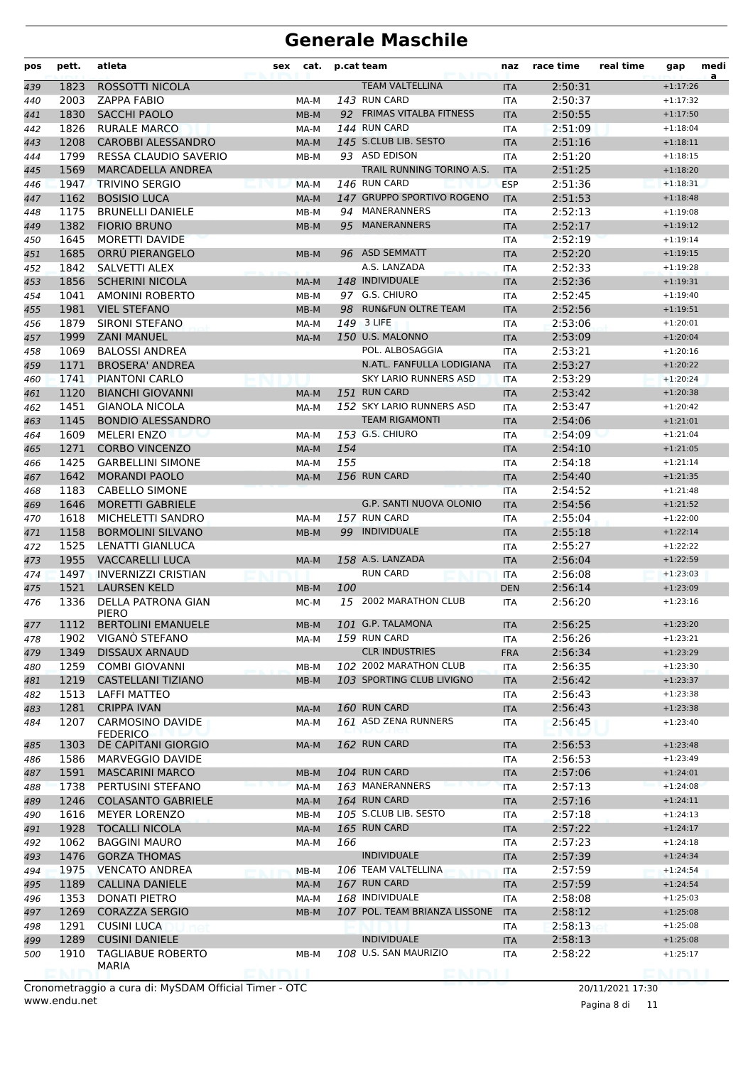# Generale Maschile

| pos | pett. | atleta | sex | cat. | p.cat | team | naz | race time | real time | gap | media |
|---|---|---|---|---|---|---|---|---|---|---|---|
| 439 | 1823 | ROSSOTTI NICOLA | | | | TEAM VALTELLINA | ITA | 2:50:31 | | +1:17:26 | |
| 440 | 2003 | ZAPPA FABIO | | MA-M | 143 | RUN CARD | ITA | 2:50:37 | | +1:17:32 | |
| 441 | 1830 | SACCHI PAOLO | | MB-M | 92 | FRIMAS VITALBA FITNESS | ITA | 2:50:55 | | +1:17:50 | |
| 442 | 1826 | RURALE MARCO | | MA-M | 144 | RUN CARD | ITA | 2:51:09 | | +1:18:04 | |
| 443 | 1208 | CAROBBI ALESSANDRO | | MA-M | 145 | S.CLUB LIB. SESTO | ITA | 2:51:16 | | +1:18:11 | |
| 444 | 1799 | RESSA CLAUDIO SAVERIO | | MB-M | 93 | ASD EDISON | ITA | 2:51:20 | | +1:18:15 | |
| 445 | 1569 | MARCADELLA ANDREA | | | | TRAIL RUNNING TORINO A.S. | ITA | 2:51:25 | | +1:18:20 | |
| 446 | 1947 | TRIVINO SERGIO | | MA-M | 146 | RUN CARD | ESP | 2:51:36 | | +1:18:31 | |
| 447 | 1162 | BOSISIO LUCA | | MA-M | 147 | GRUPPO SPORTIVO ROGENO | ITA | 2:51:53 | | +1:18:48 | |
| 448 | 1175 | BRUNELLI DANIELE | | MB-M | 94 | MANERANNERS | ITA | 2:52:13 | | +1:19:08 | |
| 449 | 1382 | FIORIO BRUNO | | MB-M | 95 | MANERANNERS | ITA | 2:52:17 | | +1:19:12 | |
| 450 | 1645 | MORETTI DAVIDE | | | | | ITA | 2:52:19 | | +1:19:14 | |
| 451 | 1685 | ORRÚ PIERANGELO | | MB-M | 96 | ASD SEMMATT | ITA | 2:52:20 | | +1:19:15 | |
| 452 | 1842 | SALVETTI ALEX | | | | A.S. LANZADA | ITA | 2:52:33 | | +1:19:28 | |
| 453 | 1856 | SCHERINI NICOLA | | MA-M | 148 | INDIVIDUALE | ITA | 2:52:36 | | +1:19:31 | |
| 454 | 1041 | AMONINI ROBERTO | | MB-M | 97 | G.S. CHIURO | ITA | 2:52:45 | | +1:19:40 | |
| 455 | 1981 | VIEL STEFANO | | MB-M | 98 | RUN&FUN OLTRE TEAM | ITA | 2:52:56 | | +1:19:51 | |
| 456 | 1879 | SIRONI STEFANO | | MA-M | 149 | 3 LIFE | ITA | 2:53:06 | | +1:20:01 | |
| 457 | 1999 | ZANI MANUEL | | MA-M | 150 | U.S. MALONNO | ITA | 2:53:09 | | +1:20:04 | |
| 458 | 1069 | BALOSSI ANDREA | | | | POL. ALBOSAGGIA | ITA | 2:53:21 | | +1:20:16 | |
| 459 | 1171 | BROSERA' ANDREA | | | | N.ATL. FANFULLA LODIGIANA | ITA | 2:53:27 | | +1:20:22 | |
| 460 | 1741 | PIANTONI CARLO | | | | SKY LARIO RUNNERS ASD | ITA | 2:53:29 | | +1:20:24 | |
| 461 | 1120 | BIANCHI GIOVANNI | | MA-M | 151 | RUN CARD | ITA | 2:53:42 | | +1:20:38 | |
| 462 | 1451 | GIANOLA NICOLA | | MA-M | 152 | SKY LARIO RUNNERS ASD | ITA | 2:53:47 | | +1:20:42 | |
| 463 | 1145 | BONDIO ALESSANDRO | | | | TEAM RIGAMONTI | ITA | 2:54:06 | | +1:21:01 | |
| 464 | 1609 | MELERI ENZO | | MA-M | 153 | G.S. CHIURO | ITA | 2:54:09 | | +1:21:04 | |
| 465 | 1271 | CORBO VINCENZO | | MA-M | 154 | | ITA | 2:54:10 | | +1:21:05 | |
| 466 | 1425 | GARBELLINI SIMONE | | MA-M | 155 | | ITA | 2:54:18 | | +1:21:14 | |
| 467 | 1642 | MORANDI PAOLO | | MA-M | 156 | RUN CARD | ITA | 2:54:40 | | +1:21:35 | |
| 468 | 1183 | CABELLO SIMONE | | | | | ITA | 2:54:52 | | +1:21:48 | |
| 469 | 1646 | MORETTI GABRIELE | | | | G.P. SANTI NUOVA OLONIO | ITA | 2:54:56 | | +1:21:52 | |
| 470 | 1618 | MICHELETTI SANDRO | | MA-M | 157 | RUN CARD | ITA | 2:55:04 | | +1:22:00 | |
| 471 | 1158 | BORMOLINI SILVANO | | MB-M | 99 | INDIVIDUALE | ITA | 2:55:18 | | +1:22:14 | |
| 472 | 1525 | LENATTI GIANLUCA | | | | | ITA | 2:55:27 | | +1:22:22 | |
| 473 | 1955 | VACCARELLI LUCA | | MA-M | 158 | A.S. LANZADA | ITA | 2:56:04 | | +1:22:59 | |
| 474 | 1497 | INVERNIZZI CRISTIAN | | | | RUN CARD | ITA | 2:56:08 | | +1:23:03 | |
| 475 | 1521 | LAURSEN KELD | | MB-M | 100 | | DEN | 2:56:14 | | +1:23:09 | |
| 476 | 1336 | DELLA PATRONA GIAN PIERO | | MC-M | 15 | 2002 MARATHON CLUB | ITA | 2:56:20 | | +1:23:16 | |
| 477 | 1112 | BERTOLINI EMANUELE | | MB-M | 101 | G.P. TALAMONA | ITA | 2:56:25 | | +1:23:20 | |
| 478 | 1902 | VIGANÒ STEFANO | | MA-M | 159 | RUN CARD | ITA | 2:56:26 | | +1:23:21 | |
| 479 | 1349 | DISSAUX ARNAUD | | | | CLR INDUSTRIES | FRA | 2:56:34 | | +1:23:29 | |
| 480 | 1259 | COMBI GIOVANNI | | MB-M | 102 | 2002 MARATHON CLUB | ITA | 2:56:35 | | +1:23:30 | |
| 481 | 1219 | CASTELLANI TIZIANO | | MB-M | 103 | SPORTING CLUB LIVIGNO | ITA | 2:56:42 | | +1:23:37 | |
| 482 | 1513 | LAFFI MATTEO | | | | | ITA | 2:56:43 | | +1:23:38 | |
| 483 | 1281 | CRIPPA IVAN | | MA-M | 160 | RUN CARD | ITA | 2:56:43 | | +1:23:38 | |
| 484 | 1207 | CARMOSINO DAVIDE FEDERICO | | MA-M | 161 | ASD ZENA RUNNERS | ITA | 2:56:45 | | +1:23:40 | |
| 485 | 1303 | DE CAPITANI GIORGIO | | MA-M | 162 | RUN CARD | ITA | 2:56:53 | | +1:23:48 | |
| 486 | 1586 | MARVEGGIO DAVIDE | | | | | ITA | 2:56:53 | | +1:23:49 | |
| 487 | 1591 | MASCARINI MARCO | | MB-M | 104 | RUN CARD | ITA | 2:57:06 | | +1:24:01 | |
| 488 | 1738 | PERTUSINI STEFANO | | MA-M | 163 | MANERANNERS | ITA | 2:57:13 | | +1:24:08 | |
| 489 | 1246 | COLASANTO GABRIELE | | MA-M | 164 | RUN CARD | ITA | 2:57:16 | | +1:24:11 | |
| 490 | 1616 | MEYER LORENZO | | MB-M | 105 | S.CLUB LIB. SESTO | ITA | 2:57:18 | | +1:24:13 | |
| 491 | 1928 | TOCALLI NICOLA | | MA-M | 165 | RUN CARD | ITA | 2:57:22 | | +1:24:17 | |
| 492 | 1062 | BAGGINI MAURO | | MA-M | 166 | | ITA | 2:57:23 | | +1:24:18 | |
| 493 | 1476 | GORZA THOMAS | | | | INDIVIDUALE | ITA | 2:57:39 | | +1:24:34 | |
| 494 | 1975 | VENCATO ANDREA | | MB-M | 106 | TEAM VALTELLINA | ITA | 2:57:59 | | +1:24:54 | |
| 495 | 1189 | CALLINA DANIELE | | MA-M | 167 | RUN CARD | ITA | 2:57:59 | | +1:24:54 | |
| 496 | 1353 | DONATI PIETRO | | MA-M | 168 | INDIVIDUALE | ITA | 2:58:08 | | +1:25:03 | |
| 497 | 1269 | CORAZZA SERGIO | | MB-M | 107 | POL. TEAM BRIANZA LISSONE | ITA | 2:58:12 | | +1:25:08 | |
| 498 | 1291 | CUSINI LUCA | | | | | ITA | 2:58:13 | | +1:25:08 | |
| 499 | 1289 | CUSINI DANIELE | | | | INDIVIDUALE | ITA | 2:58:13 | | +1:25:08 | |
| 500 | 1910 | TAGLIABUE ROBERTO MARIA | | MB-M | 108 | U.S. SAN MAURIZIO | ITA | 2:58:22 | | +1:25:17 | |

Cronometraggio a cura di: MySDAM Official Timer - OTC    20/11/2021 17:30

www.endu.net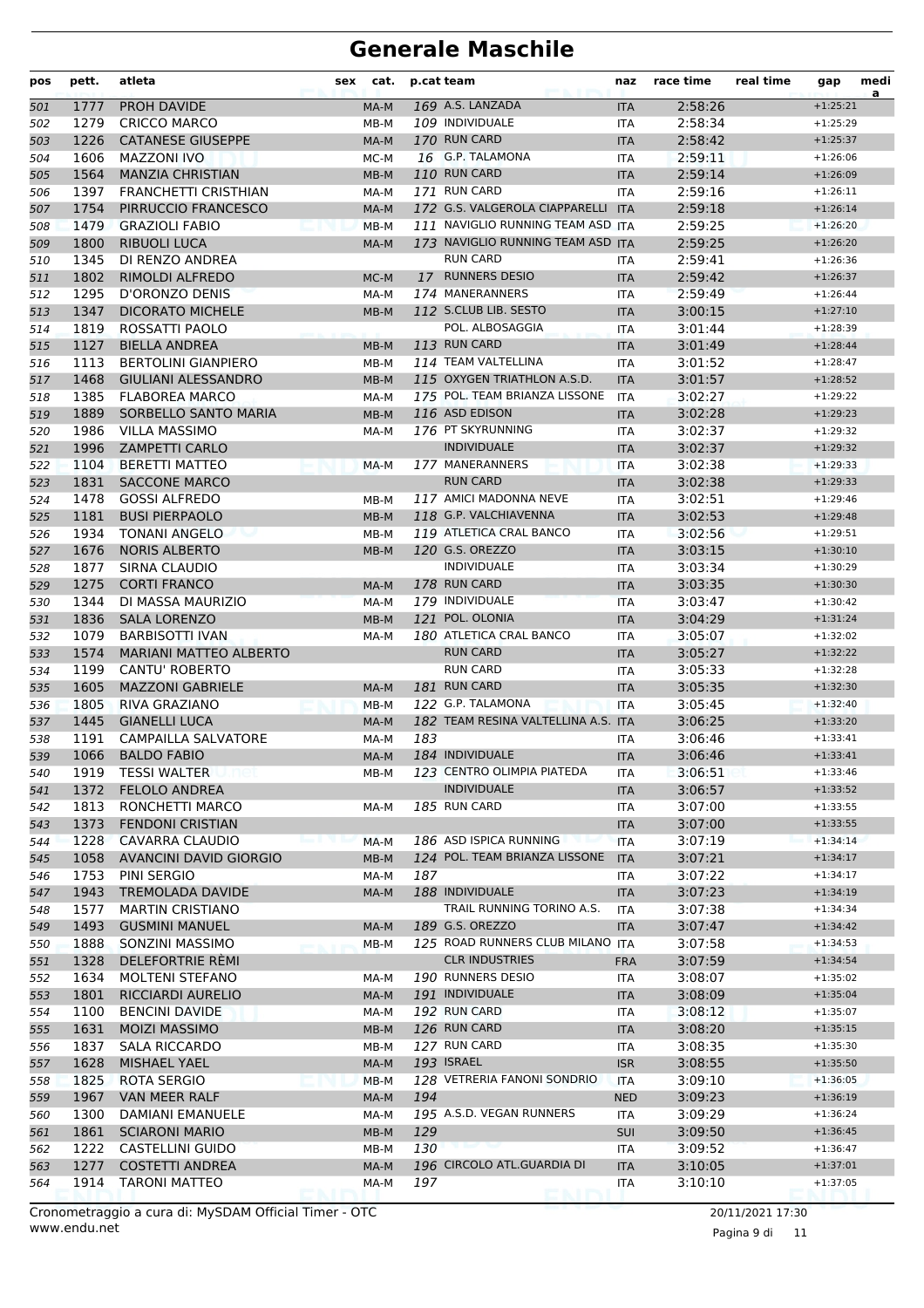# Generale Maschile

| pos | pett. | atleta | sex | cat. | p.cat | team | naz | race time | real time | gap | media |
|---|---|---|---|---|---|---|---|---|---|---|---|
| 501 | 1777 | PROH DAVIDE | | MA-M | 169 | A.S. LANZADA | ITA | 2:58:26 | | +1:25:21 | |
| 502 | 1279 | CRICCO MARCO | | MB-M | 109 | INDIVIDUALE | ITA | 2:58:34 | | +1:25:29 | |
| 503 | 1226 | CATANESE GIUSEPPE | | MA-M | 170 | RUN CARD | ITA | 2:58:42 | | +1:25:37 | |
| 504 | 1606 | MAZZONI IVO | | MC-M | 16 | G.P. TALAMONA | ITA | 2:59:11 | | +1:26:06 | |
| 505 | 1564 | MANZIA CHRISTIAN | | MB-M | 110 | RUN CARD | ITA | 2:59:14 | | +1:26:09 | |
| 506 | 1397 | FRANCHETTI CRISTHIAN | | MA-M | 171 | RUN CARD | ITA | 2:59:16 | | +1:26:11 | |
| 507 | 1754 | PIRRUCCIO FRANCESCO | | MA-M | 172 | G.S. VALGEROLA CIAPPARELLI | ITA | 2:59:18 | | +1:26:14 | |
| 508 | 1479 | GRAZIOLI FABIO | | MB-M | 111 | NAVIGLIO RUNNING TEAM ASD | ITA | 2:59:25 | | +1:26:20 | |
| 509 | 1800 | RIBUOLI LUCA | | MA-M | 173 | NAVIGLIO RUNNING TEAM ASD | ITA | 2:59:25 | | +1:26:20 | |
| 510 | 1345 | DI RENZO ANDREA | | | | RUN CARD | ITA | 2:59:41 | | +1:26:36 | |
| 511 | 1802 | RIMOLDI ALFREDO | | MC-M | 17 | RUNNERS DESIO | ITA | 2:59:42 | | +1:26:37 | |
| 512 | 1295 | D'ORONZO DENIS | | MA-M | 174 | MANERANNERS | ITA | 2:59:49 | | +1:26:44 | |
| 513 | 1347 | DICORATO MICHELE | | MB-M | 112 | S.CLUB LIB. SESTO | ITA | 3:00:15 | | +1:27:10 | |
| 514 | 1819 | ROSSATTI PAOLO | | | | POL. ALBOSAGGIA | ITA | 3:01:44 | | +1:28:39 | |
| 515 | 1127 | BIELLA ANDREA | | MB-M | 113 | RUN CARD | ITA | 3:01:49 | | +1:28:44 | |
| 516 | 1113 | BERTOLINI GIANPIERO | | MB-M | 114 | TEAM VALTELLINA | ITA | 3:01:52 | | +1:28:47 | |
| 517 | 1468 | GIULIANI ALESSANDRO | | MB-M | 115 | OXYGEN TRIATHLON A.S.D. | ITA | 3:01:57 | | +1:28:52 | |
| 518 | 1385 | FLABOREA MARCO | | MA-M | 175 | POL. TEAM BRIANZA LISSONE | ITA | 3:02:27 | | +1:29:22 | |
| 519 | 1889 | SORBELLO SANTO MARIA | | MB-M | 116 | ASD EDISON | ITA | 3:02:28 | | +1:29:23 | |
| 520 | 1986 | VILLA MASSIMO | | MA-M | 176 | PT SKYRUNNING | ITA | 3:02:37 | | +1:29:32 | |
| 521 | 1996 | ZAMPETTI CARLO | | | | INDIVIDUALE | ITA | 3:02:37 | | +1:29:32 | |
| 522 | 1104 | BERETTI MATTEO | | MA-M | 177 | MANERANNERS | ITA | 3:02:38 | | +1:29:33 | |
| 523 | 1831 | SACCONE MARCO | | | | RUN CARD | ITA | 3:02:38 | | +1:29:33 | |
| 524 | 1478 | GOSSI ALFREDO | | MB-M | 117 | AMICI MADONNA NEVE | ITA | 3:02:51 | | +1:29:46 | |
| 525 | 1181 | BUSI PIERPAOLO | | MB-M | 118 | G.P. VALCHIAVENNA | ITA | 3:02:53 | | +1:29:48 | |
| 526 | 1934 | TONANI ANGELO | | MB-M | 119 | ATLETICA CRAL BANCO | ITA | 3:02:56 | | +1:29:51 | |
| 527 | 1676 | NORIS ALBERTO | | MB-M | 120 | G.S. OREZZO | ITA | 3:03:15 | | +1:30:10 | |
| 528 | 1877 | SIRNA CLAUDIO | | | | INDIVIDUALE | ITA | 3:03:34 | | +1:30:29 | |
| 529 | 1275 | CORTI FRANCO | | MA-M | 178 | RUN CARD | ITA | 3:03:35 | | +1:30:30 | |
| 530 | 1344 | DI MASSA MAURIZIO | | MA-M | 179 | INDIVIDUALE | ITA | 3:03:47 | | +1:30:42 | |
| 531 | 1836 | SALA LORENZO | | MB-M | 121 | POL. OLONIA | ITA | 3:04:29 | | +1:31:24 | |
| 532 | 1079 | BARBISOTTI IVAN | | MA-M | 180 | ATLETICA CRAL BANCO | ITA | 3:05:07 | | +1:32:02 | |
| 533 | 1574 | MARIANI MATTEO ALBERTO | | | | RUN CARD | ITA | 3:05:27 | | +1:32:22 | |
| 534 | 1199 | CANTU' ROBERTO | | | | RUN CARD | ITA | 3:05:33 | | +1:32:28 | |
| 535 | 1605 | MAZZONI GABRIELE | | MA-M | 181 | RUN CARD | ITA | 3:05:35 | | +1:32:30 | |
| 536 | 1805 | RIVA GRAZIANO | | MB-M | 122 | G.P. TALAMONA | ITA | 3:05:45 | | +1:32:40 | |
| 537 | 1445 | GIANELLI LUCA | | MA-M | 182 | TEAM RESINA VALTELLINA A.S. | ITA | 3:06:25 | | +1:33:20 | |
| 538 | 1191 | CAMPAILLA SALVATORE | | MA-M | 183 | | ITA | 3:06:46 | | +1:33:41 | |
| 539 | 1066 | BALDO FABIO | | MA-M | 184 | INDIVIDUALE | ITA | 3:06:46 | | +1:33:41 | |
| 540 | 1919 | TESSI WALTER | | MB-M | 123 | CENTRO OLIMPIA PIATEDA | ITA | 3:06:51 | | +1:33:46 | |
| 541 | 1372 | FELOLO ANDREA | | | | INDIVIDUALE | ITA | 3:06:57 | | +1:33:52 | |
| 542 | 1813 | RONCHETTI MARCO | | MA-M | 185 | RUN CARD | ITA | 3:07:00 | | +1:33:55 | |
| 543 | 1373 | FENDONI CRISTIAN | | | | | ITA | 3:07:00 | | +1:33:55 | |
| 544 | 1228 | CAVARRA CLAUDIO | | MA-M | 186 | ASD ISPICA RUNNING | ITA | 3:07:19 | | +1:34:14 | |
| 545 | 1058 | AVANCINI DAVID GIORGIO | | MB-M | 124 | POL. TEAM BRIANZA LISSONE | ITA | 3:07:21 | | +1:34:17 | |
| 546 | 1753 | PINI SERGIO | | MA-M | 187 | | ITA | 3:07:22 | | +1:34:17 | |
| 547 | 1943 | TREMOLADA DAVIDE | | MA-M | 188 | INDIVIDUALE | ITA | 3:07:23 | | +1:34:19 | |
| 548 | 1577 | MARTIN CRISTIANO | | | | TRAIL RUNNING TORINO A.S. | ITA | 3:07:38 | | +1:34:34 | |
| 549 | 1493 | GUSMINI MANUEL | | MA-M | 189 | G.S. OREZZO | ITA | 3:07:47 | | +1:34:42 | |
| 550 | 1888 | SONZINI MASSIMO | | MB-M | 125 | ROAD RUNNERS CLUB MILANO | ITA | 3:07:58 | | +1:34:53 | |
| 551 | 1328 | DELEFORTRIE RÈMI | | | | CLR INDUSTRIES | FRA | 3:07:59 | | +1:34:54 | |
| 552 | 1634 | MOLTENI STEFANO | | MA-M | 190 | RUNNERS DESIO | ITA | 3:08:07 | | +1:35:02 | |
| 553 | 1801 | RICCIARDI AURELIO | | MA-M | 191 | INDIVIDUALE | ITA | 3:08:09 | | +1:35:04 | |
| 554 | 1100 | BENCINI DAVIDE | | MA-M | 192 | RUN CARD | ITA | 3:08:12 | | +1:35:07 | |
| 555 | 1631 | MOIZI MASSIMO | | MB-M | 126 | RUN CARD | ITA | 3:08:20 | | +1:35:15 | |
| 556 | 1837 | SALA RICCARDO | | MB-M | 127 | RUN CARD | ITA | 3:08:35 | | +1:35:30 | |
| 557 | 1628 | MISHAEL YAEL | | MA-M | 193 | ISRAEL | ISR | 3:08:55 | | +1:35:50 | |
| 558 | 1825 | ROTA SERGIO | | MB-M | 128 | VETRERIA FANONI SONDRIO | ITA | 3:09:10 | | +1:36:05 | |
| 559 | 1967 | VAN MEER RALF | | MA-M | 194 | | NED | 3:09:23 | | +1:36:19 | |
| 560 | 1300 | DAMIANI EMANUELE | | MA-M | 195 | A.S.D. VEGAN RUNNERS | ITA | 3:09:29 | | +1:36:24 | |
| 561 | 1861 | SCIARONI MARIO | | MB-M | 129 | | SUI | 3:09:50 | | +1:36:45 | |
| 562 | 1222 | CASTELLINI GUIDO | | MB-M | 130 | | ITA | 3:09:52 | | +1:36:47 | |
| 563 | 1277 | COSTETTI ANDREA | | MA-M | 196 | CIRCOLO ATL.GUARDIA DI | ITA | 3:10:05 | | +1:37:01 | |
| 564 | 1914 | TARONI MATTEO | | MA-M | 197 | | ITA | 3:10:10 | | +1:37:05 | |

Cronometraggio a cura di: MySDAM Official Timer - OTC
www.endu.net

20/11/2021 17:30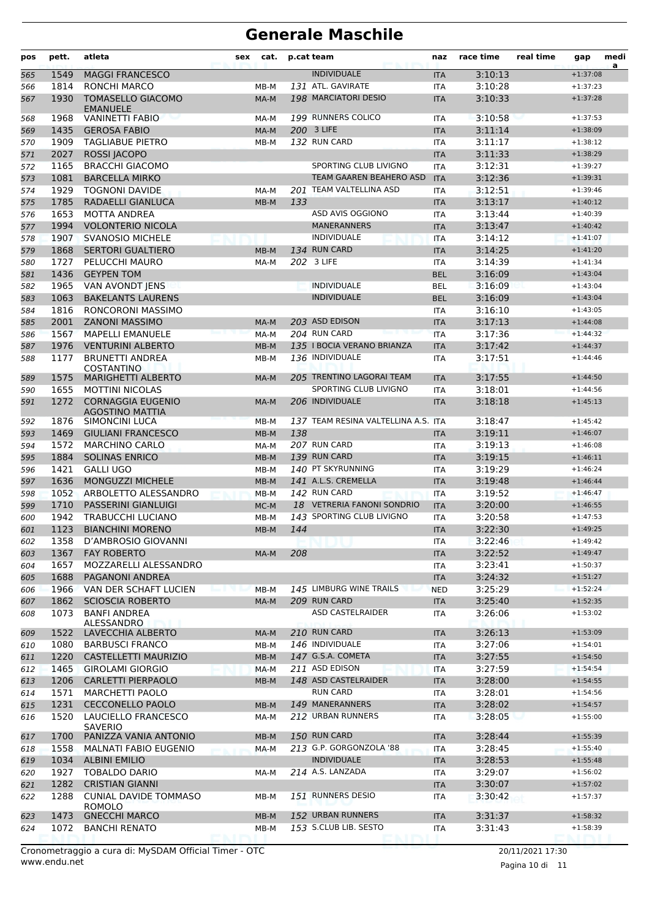# Generale Maschile

| pos | pett. | atleta | sex | cat. | p.cat | team | naz | race time | real time | gap | medi a |
|---|---|---|---|---|---|---|---|---|---|---|---|
| 565 | 1549 | MAGGI FRANCESCO | | | | INDIVIDUALE | ITA | 3:10:13 | | +1:37:08 | |
| 566 | 1814 | RONCHI MARCO | | MB-M | 131 | ATL. GAVIRATE | ITA | 3:10:28 | | +1:37:23 | |
| 567 | 1930 | TOMASELLO GIACOMO EMANUELE | | MA-M | 198 | MARCIATORI DESIO | ITA | 3:10:33 | | +1:37:28 | |
| 568 | 1968 | VANINETTI FABIO | | MA-M | 199 | RUNNERS COLICO | ITA | 3:10:58 | | +1:37:53 | |
| 569 | 1435 | GEROSA FABIO | | MA-M | 200 | 3 LIFE | ITA | 3:11:14 | | +1:38:09 | |
| 570 | 1909 | TAGLIABUE PIETRO | | MB-M | 132 | RUN CARD | ITA | 3:11:17 | | +1:38:12 | |
| 571 | 2027 | ROSSI JACOPO | | | | | ITA | 3:11:33 | | +1:38:29 | |
| 572 | 1165 | BRACCHI GIACOMO | | | | SPORTING CLUB LIVIGNO | ITA | 3:12:31 | | +1:39:27 | |
| 573 | 1081 | BARCELLA MIRKO | | | | TEAM GAAREN BEAHERO ASD | ITA | 3:12:36 | | +1:39:31 | |
| 574 | 1929 | TOGNONI DAVIDE | | MA-M | 201 | TEAM VALTELLINA ASD | ITA | 3:12:51 | | +1:39:46 | |
| 575 | 1785 | RADAELLI GIANLUCA | | MB-M | 133 | | ITA | 3:13:17 | | +1:40:12 | |
| 576 | 1653 | MOTTA ANDREA | | | | ASD AVIS OGGIONO | ITA | 3:13:44 | | +1:40:39 | |
| 577 | 1994 | VOLONTERIO NICOLA | | | | MANERANNERS | ITA | 3:13:47 | | +1:40:42 | |
| 578 | 1907 | SVANOSIO MICHELE | | | | INDIVIDUALE | ITA | 3:14:12 | | +1:41:07 | |
| 579 | 1868 | SERTORI GUALTIERO | | MB-M | 134 | RUN CARD | ITA | 3:14:25 | | +1:41:20 | |
| 580 | 1727 | PELUCCHI MAURO | | MA-M | 202 | 3 LIFE | ITA | 3:14:39 | | +1:41:34 | |
| 581 | 1436 | GEYPEN TOM | | | | | BEL | 3:16:09 | | +1:43:04 | |
| 582 | 1965 | VAN AVONDT JENS | | | | INDIVIDUALE | BEL | 3:16:09 | | +1:43:04 | |
| 583 | 1063 | BAKELANTS LAURENS | | | | INDIVIDUALE | BEL | 3:16:09 | | +1:43:04 | |
| 584 | 1816 | RONCORONI MASSIMO | | | | | ITA | 3:16:10 | | +1:43:05 | |
| 585 | 2001 | ZANONI MASSIMO | | MA-M | 203 | ASD EDISON | ITA | 3:17:13 | | +1:44:08 | |
| 586 | 1567 | MAPELLI EMANUELE | | MA-M | 204 | RUN CARD | ITA | 3:17:36 | | +1:44:32 | |
| 587 | 1976 | VENTURINI ALBERTO | | MB-M | 135 | I BOCIA VERANO BRIANZA | ITA | 3:17:42 | | +1:44:37 | |
| 588 | 1177 | BRUNETTI ANDREA COSTANTINO | | MB-M | 136 | INDIVIDUALE | ITA | 3:17:51 | | +1:44:46 | |
| 589 | 1575 | MARIGHETTI ALBERTO | | MA-M | 205 | TRENTINO LAGORAI TEAM | ITA | 3:17:55 | | +1:44:50 | |
| 590 | 1655 | MOTTINI NICOLAS | | | | SPORTING CLUB LIVIGNO | ITA | 3:18:01 | | +1:44:56 | |
| 591 | 1272 | CORNAGGIA EUGENIO AGOSTINO MATTIA | | MA-M | 206 | INDIVIDUALE | ITA | 3:18:18 | | +1:45:13 | |
| 592 | 1876 | SIMONCINI LUCA | | MB-M | 137 | TEAM RESINA VALTELLINA A.S. | ITA | 3:18:47 | | +1:45:42 | |
| 593 | 1469 | GIULIANI FRANCESCO | | MB-M | 138 | | ITA | 3:19:11 | | +1:46:07 | |
| 594 | 1572 | MARCHINO CARLO | | MA-M | 207 | RUN CARD | ITA | 3:19:13 | | +1:46:08 | |
| 595 | 1884 | SOLINAS ENRICO | | MB-M | 139 | RUN CARD | ITA | 3:19:15 | | +1:46:11 | |
| 596 | 1421 | GALLI UGO | | MB-M | 140 | PT SKYRUNNING | ITA | 3:19:29 | | +1:46:24 | |
| 597 | 1636 | MONGUZZI MICHELE | | MB-M | 141 | A.L.S. CREMELLA | ITA | 3:19:48 | | +1:46:44 | |
| 598 | 1052 | ARBOLETTO ALESSANDRO | | MB-M | 142 | RUN CARD | ITA | 3:19:52 | | +1:46:47 | |
| 599 | 1710 | PASSERINI GIANLUIGI | | MC-M | 18 | VETRERIA FANONI SONDRIO | ITA | 3:20:00 | | +1:46:55 | |
| 600 | 1942 | TRABUCCHI LUCIANO | | MB-M | 143 | SPORTING CLUB LIVIGNO | ITA | 3:20:58 | | +1:47:53 | |
| 601 | 1123 | BIANCHINI MORENO | | MB-M | 144 | | ITA | 3:22:30 | | +1:49:25 | |
| 602 | 1358 | D'AMBROSIO GIOVANNI | | | | | ITA | 3:22:46 | | +1:49:42 | |
| 603 | 1367 | FAY ROBERTO | | MA-M | 208 | | ITA | 3:22:52 | | +1:49:47 | |
| 604 | 1657 | MOZZARELLI ALESSANDRO | | | | | ITA | 3:23:41 | | +1:50:37 | |
| 605 | 1688 | PAGANONI ANDREA | | | | | ITA | 3:24:32 | | +1:51:27 | |
| 606 | 1966 | VAN DER SCHAFT LUCIEN | | MB-M | 145 | LIMBURG WINE TRAILS | NED | 3:25:29 | | +1:52:24 | |
| 607 | 1862 | SCIOSCIA ROBERTO | | MA-M | 209 | RUN CARD | ITA | 3:25:40 | | +1:52:35 | |
| 608 | 1073 | BANFI ANDREA ALESSANDRO | | | | ASD CASTELRAIDER | ITA | 3:26:06 | | +1:53:02 | |
| 609 | 1522 | LAVECCHIA ALBERTO | | MA-M | 210 | RUN CARD | ITA | 3:26:13 | | +1:53:09 | |
| 610 | 1080 | BARBUSCI FRANCO | | MB-M | 146 | INDIVIDUALE | ITA | 3:27:06 | | +1:54:01 | |
| 611 | 1220 | CASTELLETTI MAURIZIO | | MB-M | 147 | G.S.A. COMETA | ITA | 3:27:55 | | +1:54:50 | |
| 612 | 1465 | GIROLAMI GIORGIO | | MA-M | 211 | ASD EDISON | ITA | 3:27:59 | | +1:54:54 | |
| 613 | 1206 | CARLETTI PIERPAOLO | | MB-M | 148 | ASD CASTELRAIDER | ITA | 3:28:00 | | +1:54:55 | |
| 614 | 1571 | MARCHETTI PAOLO | | | | RUN CARD | ITA | 3:28:01 | | +1:54:56 | |
| 615 | 1231 | CECCONELLO PAOLO | | MB-M | 149 | MANERANNERS | ITA | 3:28:02 | | +1:54:57 | |
| 616 | 1520 | LAUCIELLO FRANCESCO SAVERIO | | MA-M | 212 | URBAN RUNNERS | ITA | 3:28:05 | | +1:55:00 | |
| 617 | 1700 | PANIZZA VANIA ANTONIO | | MB-M | 150 | RUN CARD | ITA | 3:28:44 | | +1:55:39 | |
| 618 | 1558 | MALNATI FABIO EUGENIO | | MA-M | 213 | G.P. GORGONZOLA '88 | ITA | 3:28:45 | | +1:55:40 | |
| 619 | 1034 | ALBINI EMILIO | | | | INDIVIDUALE | ITA | 3:28:53 | | +1:55:48 | |
| 620 | 1927 | TOBALDO DARIO | | MA-M | 214 | A.S. LANZADA | ITA | 3:29:07 | | +1:56:02 | |
| 621 | 1282 | CRISTIAN GIANNI | | | | | ITA | 3:30:07 | | +1:57:02 | |
| 622 | 1288 | CUNIAL DAVIDE TOMMASO ROMOLO | | MB-M | 151 | RUNNERS DESIO | ITA | 3:30:42 | | +1:57:37 | |
| 623 | 1473 | GNECCHI MARCO | | MB-M | 152 | URBAN RUNNERS | ITA | 3:31:37 | | +1:58:32 | |
| 624 | 1072 | BANCHI RENATO | | MB-M | 153 | S.CLUB LIB. SESTO | ITA | 3:31:43 | | +1:58:39 | |

Cronometraggio a cura di: MySDAM Official Timer - OTC
www.endu.net

20/11/2021 17:30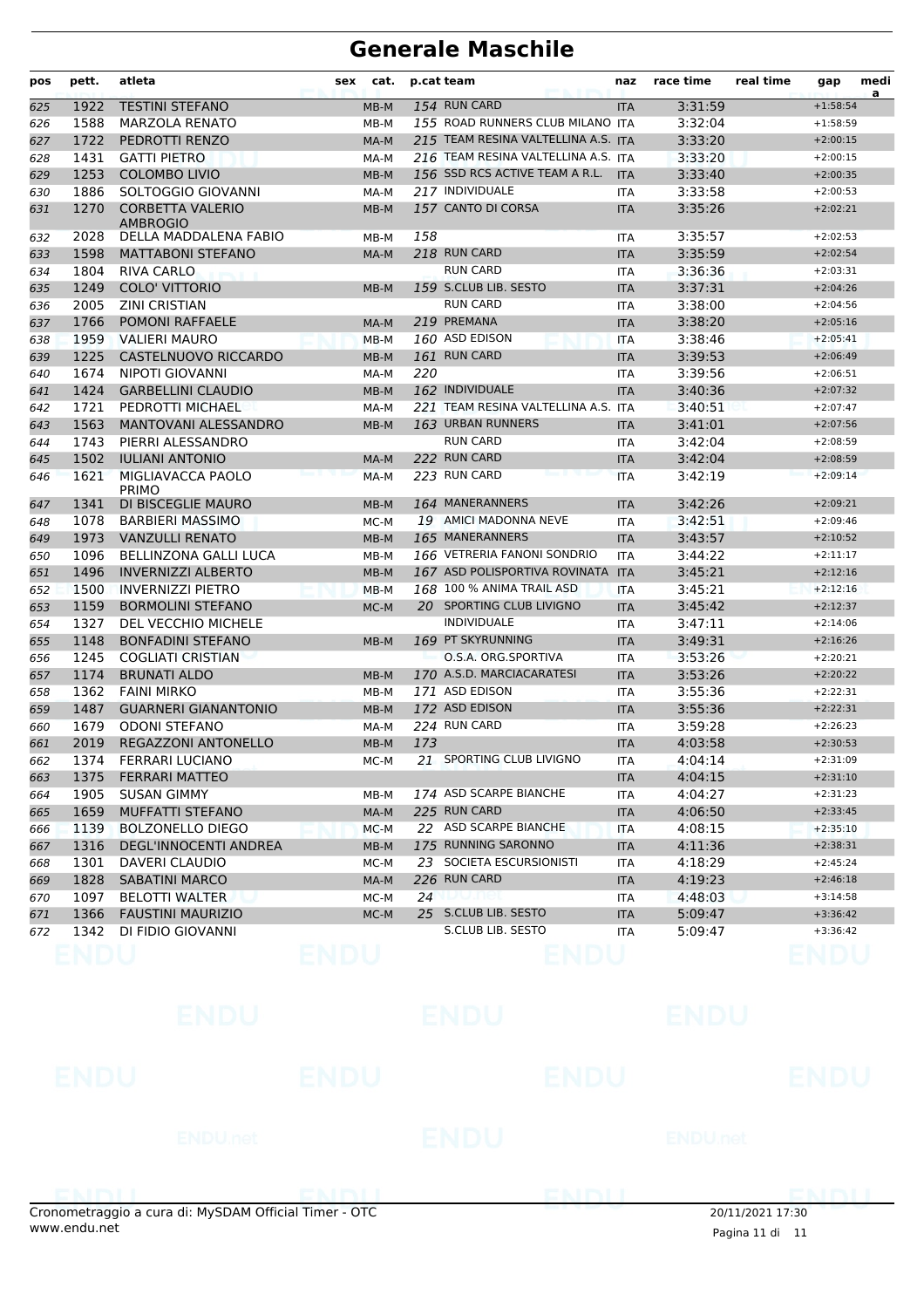# Generale Maschile

| pos | pett. | atleta | sex | cat. | p.cat | team | naz | race time | real time | gap | media |
|---|---|---|---|---|---|---|---|---|---|---|---|
| 625 | 1922 | TESTINI STEFANO | | MB-M | 154 | RUN CARD | ITA | 3:31:59 | | +1:58:54 | |
| 626 | 1588 | MARZOLA RENATO | | MB-M | 155 | ROAD RUNNERS CLUB MILANO | ITA | 3:32:04 | | +1:58:59 | |
| 627 | 1722 | PEDROTTI RENZO | | MA-M | 215 | TEAM RESINA VALTELLINA A.S. | ITA | 3:33:20 | | +2:00:15 | |
| 628 | 1431 | GATTI PIETRO | | MA-M | 216 | TEAM RESINA VALTELLINA A.S. | ITA | 3:33:20 | | +2:00:15 | |
| 629 | 1253 | COLOMBO LIVIO | | MB-M | 156 | SSD RCS ACTIVE TEAM A R.L. | ITA | 3:33:40 | | +2:00:35 | |
| 630 | 1886 | SOLTOGGIO GIOVANNI | | MA-M | 217 | INDIVIDUALE | ITA | 3:33:58 | | +2:00:53 | |
| 631 | 1270 | CORBETTA VALERIO AMBROGIO | | MB-M | 157 | CANTO DI CORSA | ITA | 3:35:26 | | +2:02:21 | |
| 632 | 2028 | DELLA MADDALENA FABIO | | MB-M | 158 | | ITA | 3:35:57 | | +2:02:53 | |
| 633 | 1598 | MATTABONI STEFANO | | MA-M | 218 | RUN CARD | ITA | 3:35:59 | | +2:02:54 | |
| 634 | 1804 | RIVA CARLO | | | | RUN CARD | ITA | 3:36:36 | | +2:03:31 | |
| 635 | 1249 | COLO' VITTORIO | | MB-M | 159 | S.CLUB LIB. SESTO | ITA | 3:37:31 | | +2:04:26 | |
| 636 | 2005 | ZINI CRISTIAN | | | | RUN CARD | ITA | 3:38:00 | | +2:04:56 | |
| 637 | 1766 | POMONI RAFFAELE | | MA-M | 219 | PREMANA | ITA | 3:38:20 | | +2:05:16 | |
| 638 | 1959 | VALIERI MAURO | | MB-M | 160 | ASD EDISON | ITA | 3:38:46 | | +2:05:41 | |
| 639 | 1225 | CASTELNUOVO RICCARDO | | MB-M | 161 | RUN CARD | ITA | 3:39:53 | | +2:06:49 | |
| 640 | 1674 | NIPOTI GIOVANNI | | MA-M | 220 | | ITA | 3:39:56 | | +2:06:51 | |
| 641 | 1424 | GARBELLINI CLAUDIO | | MB-M | 162 | INDIVIDUALE | ITA | 3:40:36 | | +2:07:32 | |
| 642 | 1721 | PEDROTTI MICHAEL | | MA-M | 221 | TEAM RESINA VALTELLINA A.S. | ITA | 3:40:51 | | +2:07:47 | |
| 643 | 1563 | MANTOVANI ALESSANDRO | | MB-M | 163 | URBAN RUNNERS | ITA | 3:41:01 | | +2:07:56 | |
| 644 | 1743 | PIERRI ALESSANDRO | | | | RUN CARD | ITA | 3:42:04 | | +2:08:59 | |
| 645 | 1502 | IULIANI ANTONIO | | MA-M | 222 | RUN CARD | ITA | 3:42:04 | | +2:08:59 | |
| 646 | 1621 | MIGLIAVACCA PAOLO PRIMO | | MA-M | 223 | RUN CARD | ITA | 3:42:19 | | +2:09:14 | |
| 647 | 1341 | DI BISCEGLIE MAURO | | MB-M | 164 | MANERANNERS | ITA | 3:42:26 | | +2:09:21 | |
| 648 | 1078 | BARBIERI MASSIMO | | MC-M | 19 | AMICI MADONNA NEVE | ITA | 3:42:51 | | +2:09:46 | |
| 649 | 1973 | VANZULLI RENATO | | MB-M | 165 | MANERANNERS | ITA | 3:43:57 | | +2:10:52 | |
| 650 | 1096 | BELLINZONA GALLI LUCA | | MB-M | 166 | VETRERIA FANONI SONDRIO | ITA | 3:44:22 | | +2:11:17 | |
| 651 | 1496 | INVERNIZZI ALBERTO | | MB-M | 167 | ASD POLISPORTIVA ROVINATA | ITA | 3:45:21 | | +2:12:16 | |
| 652 | 1500 | INVERNIZZI PIETRO | | MB-M | 168 | 100 % ANIMA TRAIL ASD | ITA | 3:45:21 | | +2:12:16 | |
| 653 | 1159 | BORMOLINI STEFANO | | MC-M | 20 | SPORTING CLUB LIVIGNO | ITA | 3:45:42 | | +2:12:37 | |
| 654 | 1327 | DEL VECCHIO MICHELE | | | | INDIVIDUALE | ITA | 3:47:11 | | +2:14:06 | |
| 655 | 1148 | BONFADINI STEFANO | | MB-M | 169 | PT SKYRUNNING | ITA | 3:49:31 | | +2:16:26 | |
| 656 | 1245 | COGLIATI CRISTIAN | | | | O.S.A. ORG.SPORTIVA | ITA | 3:53:26 | | +2:20:21 | |
| 657 | 1174 | BRUNATI ALDO | | MB-M | 170 | A.S.D. MARCIACARATESI | ITA | 3:53:26 | | +2:20:22 | |
| 658 | 1362 | FAINI MIRKO | | MB-M | 171 | ASD EDISON | ITA | 3:55:36 | | +2:22:31 | |
| 659 | 1487 | GUARNERI GIANANTONIO | | MB-M | 172 | ASD EDISON | ITA | 3:55:36 | | +2:22:31 | |
| 660 | 1679 | ODONI STEFANO | | MA-M | 224 | RUN CARD | ITA | 3:59:28 | | +2:26:23 | |
| 661 | 2019 | REGAZZONI ANTONELLO | | MB-M | 173 | | ITA | 4:03:58 | | +2:30:53 | |
| 662 | 1374 | FERRARI LUCIANO | | MC-M | 21 | SPORTING CLUB LIVIGNO | ITA | 4:04:14 | | +2:31:09 | |
| 663 | 1375 | FERRARI MATTEO | | | | | ITA | 4:04:15 | | +2:31:10 | |
| 664 | 1905 | SUSAN GIMMY | | MB-M | 174 | ASD SCARPE BIANCHE | ITA | 4:04:27 | | +2:31:23 | |
| 665 | 1659 | MUFFATTI STEFANO | | MA-M | 225 | RUN CARD | ITA | 4:06:50 | | +2:33:45 | |
| 666 | 1139 | BOLZONELLO DIEGO | | MC-M | 22 | ASD SCARPE BIANCHE | ITA | 4:08:15 | | +2:35:10 | |
| 667 | 1316 | DEGL'INNOCENTI ANDREA | | MB-M | 175 | RUNNING SARONNO | ITA | 4:11:36 | | +2:38:31 | |
| 668 | 1301 | DAVERI CLAUDIO | | MC-M | 23 | SOCIETA ESCURSIONISTI | ITA | 4:18:29 | | +2:45:24 | |
| 669 | 1828 | SABATINI MARCO | | MA-M | 226 | RUN CARD | ITA | 4:19:23 | | +2:46:18 | |
| 670 | 1097 | BELOTTI WALTER | | MC-M | 24 | | ITA | 4:48:03 | | +3:14:58 | |
| 671 | 1366 | FAUSTINI MAURIZIO | | MC-M | 25 | S.CLUB LIB. SESTO | ITA | 5:09:47 | | +3:36:42 | |
| 672 | 1342 | DI FIDIO GIOVANNI | | | | S.CLUB LIB. SESTO | ITA | 5:09:47 | | +3:36:42 | |

Cronometraggio a cura di: MySDAM Official Timer - OTC
www.endu.net

20/11/2021 17:30